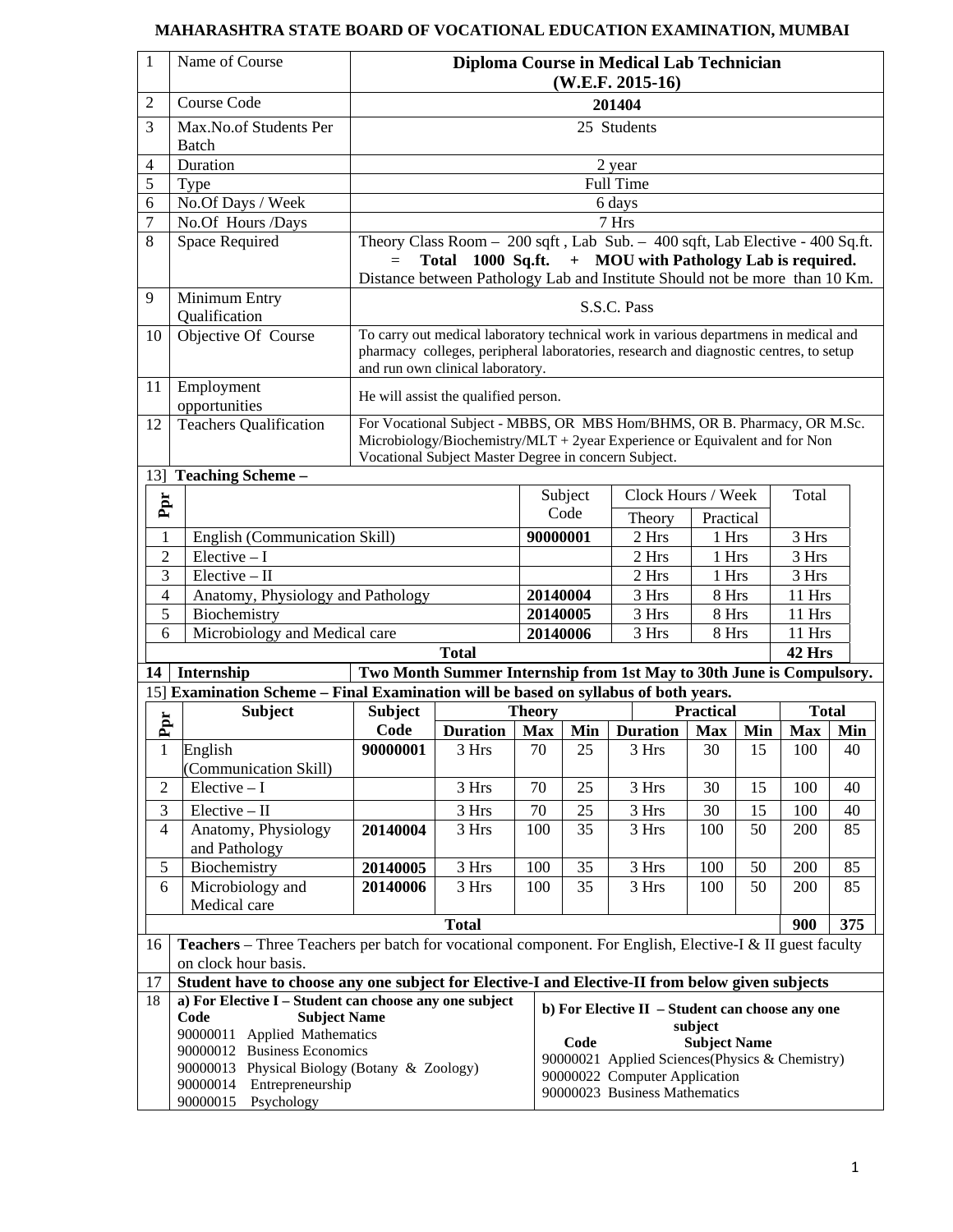# MAHARASHTRA STATE BOARD OF VOCATIONAL EDUCATION EXAMINATION, MUMBAI

| | | |
|---|---|---|
| 1 | Name of Course | **Diploma Course in Medical Lab Technician (W.E.F. 2015-16)** |
| 2 | Course Code | **201404** |
| 3 | Max.No.of Students Per Batch | 25 Students |
| 4 | Duration | 2 year |
| 5 | Type | Full Time |
| 6 | No.Of Days / Week | 6 days |
| 7 | No.Of Hours /Days | 7 Hrs |
| 8 | Space Required | Theory Class Room – 200 sqft , Lab Sub. – 400 sqft, Lab Elective - 400 Sq.ft. = **Total 1000 Sq.ft. + MOU with Pathology Lab is required.** Distance between Pathology Lab and Institute Should not be more than 10 Km. |
| 9 | Minimum Entry Qualification | S.S.C. Pass |
| 10 | Objective Of Course | To carry out medical laboratory technical work in various departmens in medical and pharmacy colleges, peripheral laboratories, research and diagnostic centres, to setup and run own clinical laboratory. |
| 11 | Employment opportunities | He will assist the qualified person. |
| 12 | Teachers Qualification | For Vocational Subject - MBBS, OR MBS Hom/BHMS, OR B. Pharmacy, OR M.Sc. Microbiology/Biochemistry/MLT + 2year Experience or Equivalent and for Non Vocational Subject Master Degree in concern Subject. |

13] **Teaching Scheme –**

| Ppr | | Subject Code | Clock Hours / Week | | Total |
|---|---|---|---|---|---|
| | | | Theory | Practical | |
| 1 | English (Communication Skill) | **90000001** | 2 Hrs | 1 Hrs | 3 Hrs |
| 2 | Elective – I | | 2 Hrs | 1 Hrs | 3 Hrs |
| 3 | Elective – II | | 2 Hrs | 1 Hrs | 3 Hrs |
| 4 | Anatomy, Physiology and Pathology | **20140004** | 3 Hrs | 8 Hrs | 11 Hrs |
| 5 | Biochemistry | **20140005** | 3 Hrs | 8 Hrs | 11 Hrs |
| 6 | Microbiology and Medical care | **20140006** | 3 Hrs | 8 Hrs | 11 Hrs |
| | **Total** | | | | **42 Hrs** |

**14 Internship** — **Two Month Summer Internship from 1st May to 30th June is Compulsory.**

15] **Examination Scheme – Final Examination will be based on syllabus of both years.**

| Ppr | Subject | Subject Code | Theory | | | Practical | | | Total | |
|---|---|---|---|---|---|---|---|---|---|---|
| | | | **Duration** | **Max** | **Min** | **Duration** | **Max** | **Min** | **Max** | **Min** |
| 1 | English (Communication Skill) | **90000001** | 3 Hrs | 70 | 25 | 3 Hrs | 30 | 15 | 100 | 40 |
| 2 | Elective – I | | 3 Hrs | 70 | 25 | 3 Hrs | 30 | 15 | 100 | 40 |
| 3 | Elective – II | | 3 Hrs | 70 | 25 | 3 Hrs | 30 | 15 | 100 | 40 |
| 4 | Anatomy, Physiology and Pathology | **20140004** | 3 Hrs | 100 | 35 | 3 Hrs | 100 | 50 | 200 | 85 |
| 5 | Biochemistry | **20140005** | 3 Hrs | 100 | 35 | 3 Hrs | 100 | 50 | 200 | 85 |
| 6 | Microbiology and Medical care | **20140006** | 3 Hrs | 100 | 35 | 3 Hrs | 100 | 50 | 200 | 85 |
| | | **Total** | | | | | | | **900** | **375** |

16 **Teachers** – Three Teachers per batch for vocational component. For English, Elective-I & II guest faculty on clock hour basis.

17 **Student have to choose any one subject for Elective-I and Elective-II from below given subjects**

18 **a) For Elective I – Student can choose any one subject**

| Code | Subject Name |
|---|---|
| 90000011 | Applied Mathematics |
| 90000012 | Business Economics |
| 90000013 | Physical Biology (Botany & Zoology) |
| 90000014 | Entrepreneurship |
| 90000015 | Psychology |

**b) For Elective II – Student can choose any one subject**

| Code | Subject Name |
|---|---|
| 90000021 | Applied Sciences(Physics & Chemistry) |
| 90000022 | Computer Application |
| 90000023 | Business Mathematics |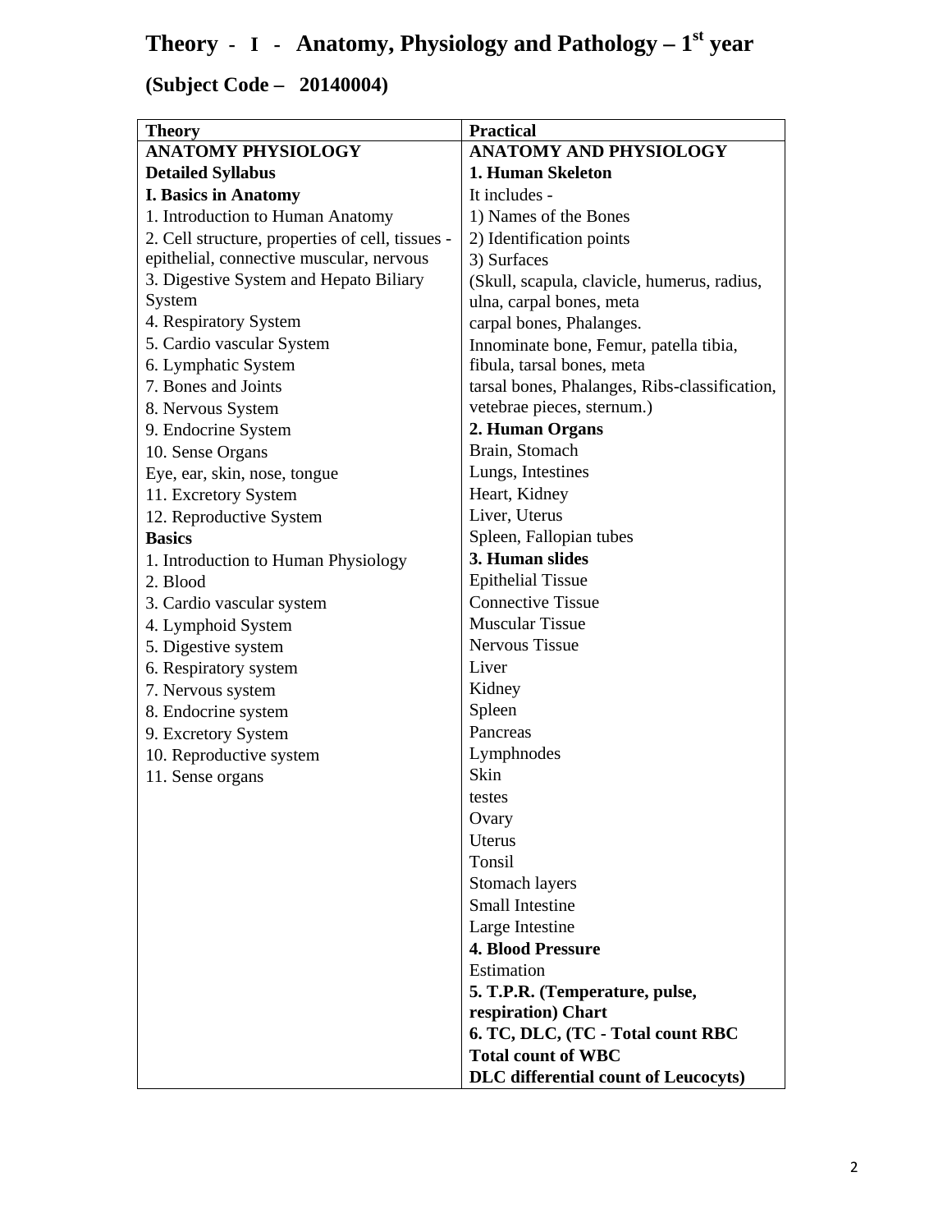# Theory - I - Anatomy, Physiology and Pathology – 1st year

## (Subject Code – 20140004)

| Theory | Practical |
|---|---|
| **ANATOMY PHYSIOLOGY** | **ANATOMY AND PHYSIOLOGY** |
| **Detailed Syllabus** | **1. Human Skeleton** |
| **I. Basics in Anatomy** | It includes - |
| 1. Introduction to Human Anatomy | 1) Names of the Bones |
| 2. Cell structure, properties of cell, tissues - epithelial, connective muscular, nervous | 2) Identification points |
| 3. Digestive System and Hepato Biliary System | 3) Surfaces |
| 4. Respiratory System | (Skull, scapula, clavicle, humerus, radius, ulna, carpal bones, meta carpal bones, Phalanges. |
| 5. Cardio vascular System | Innominate bone, Femur, patella tibia, fibula, tarsal bones, meta tarsal bones, Phalanges, Ribs-classification, vetebrae pieces, sternum.) |
| 6. Lymphatic System | **2. Human Organs** |
| 7. Bones and Joints | Brain, Stomach |
| 8. Nervous System | Lungs, Intestines |
| 9. Endocrine System | Heart, Kidney |
| 10. Sense Organs | Liver, Uterus |
| Eye, ear, skin, nose, tongue | Spleen, Fallopian tubes |
| 11. Excretory System | **3. Human slides** |
| 12. Reproductive System | Epithelial Tissue |
| **Basics** | Connective Tissue |
| 1. Introduction to Human Physiology | Muscular Tissue |
| 2. Blood | Nervous Tissue |
| 3. Cardio vascular system | Liver |
| 4. Lymphoid System | Kidney |
| 5. Digestive system | Spleen |
| 6. Respiratory system | Pancreas |
| 7. Nervous system | Lymphnodes |
| 8. Endocrine system | Skin |
| 9. Excretory System | testes |
| 10. Reproductive system | Ovary |
| 11. Sense organs | Uterus |
| | Tonsil |
| | Stomach layers |
| | Small Intestine |
| | Large Intestine |
| | **4. Blood Pressure** |
| | Estimation |
| | **5. T.P.R. (Temperature, pulse, respiration) Chart** |
| | **6. TC, DLC, (TC - Total count RBC** |
| | **Total count of WBC** |
| | **DLC differential count of Leucocyts)** |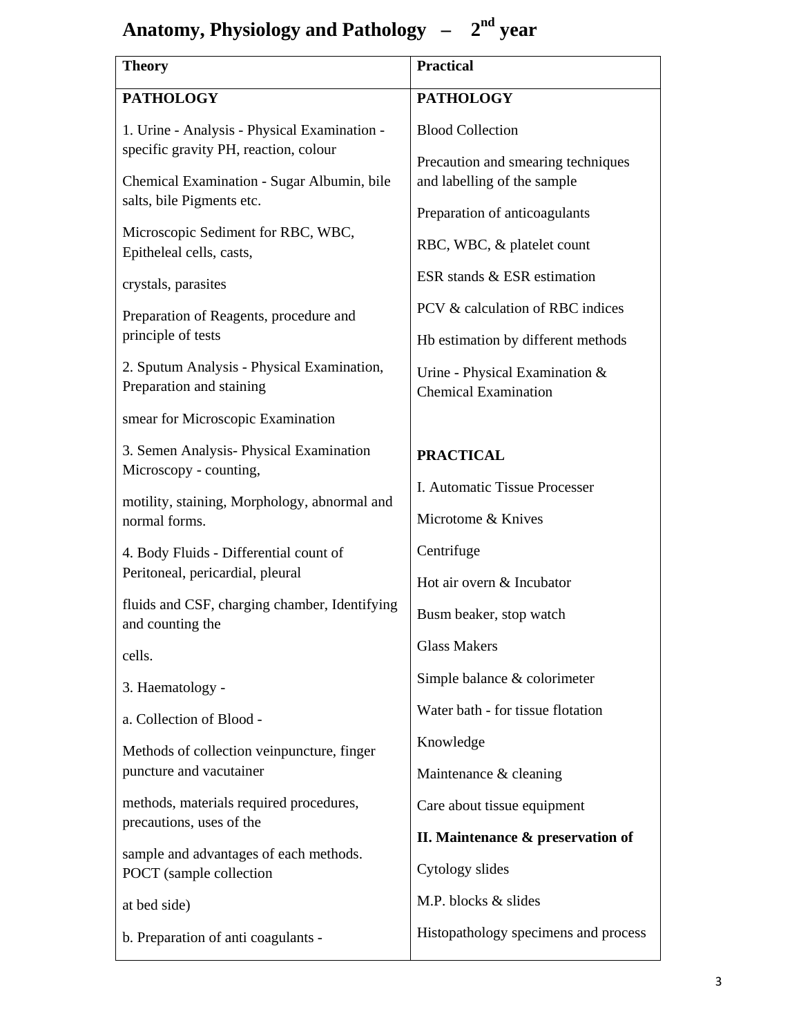# Anatomy, Physiology and Pathology – 2nd year

| Theory | Practical |
|---|---|
| **PATHOLOGY** | **PATHOLOGY** |
| 1. Urine - Analysis - Physical Examination - specific gravity PH, reaction, colour<br><br>Chemical Examination - Sugar Albumin, bile salts, bile Pigments etc.<br><br>Microscopic Sediment for RBC, WBC, Epitheleal cells, casts,<br><br>crystals, parasites<br><br>Preparation of Reagents, procedure and principle of tests<br><br>2. Sputum Analysis - Physical Examination, Preparation and staining<br><br>smear for Microscopic Examination<br><br>3. Semen Analysis- Physical Examination Microscopy - counting,<br><br>motility, staining, Morphology, abnormal and normal forms.<br><br>4. Body Fluids - Differential count of Peritoneal, pericardial, pleural<br><br>fluids and CSF, charging chamber, Identifying and counting the<br><br>cells.<br><br>3. Haematology -<br><br>a. Collection of Blood -<br><br>Methods of collection veinpuncture, finger puncture and vacutainer<br><br>methods, materials required procedures, precautions, uses of the<br><br>sample and advantages of each methods. POCT (sample collection<br><br>at bed side)<br><br>b. Preparation of anti coagulants - | Blood Collection<br><br>Precaution and smearing techniques and labelling of the sample<br><br>Preparation of anticoagulants<br><br>RBC, WBC, & platelet count<br><br>ESR stands & ESR estimation<br><br>PCV & calculation of RBC indices<br><br>Hb estimation by different methods<br><br>Urine - Physical Examination & Chemical Examination<br><br>**PRACTICAL**<br><br>I. Automatic Tissue Processer<br><br>Microtome & Knives<br><br>Centrifuge<br><br>Hot air overn & Incubator<br><br>Busm beaker, stop watch<br><br>Glass Makers<br><br>Simple balance & colorimeter<br><br>Water bath - for tissue flotation<br><br>Knowledge<br><br>Maintenance & cleaning<br><br>Care about tissue equipment<br><br>**II. Maintenance & preservation of**<br><br>Cytology slides<br><br>M.P. blocks & slides<br><br>Histopathology specimens and process |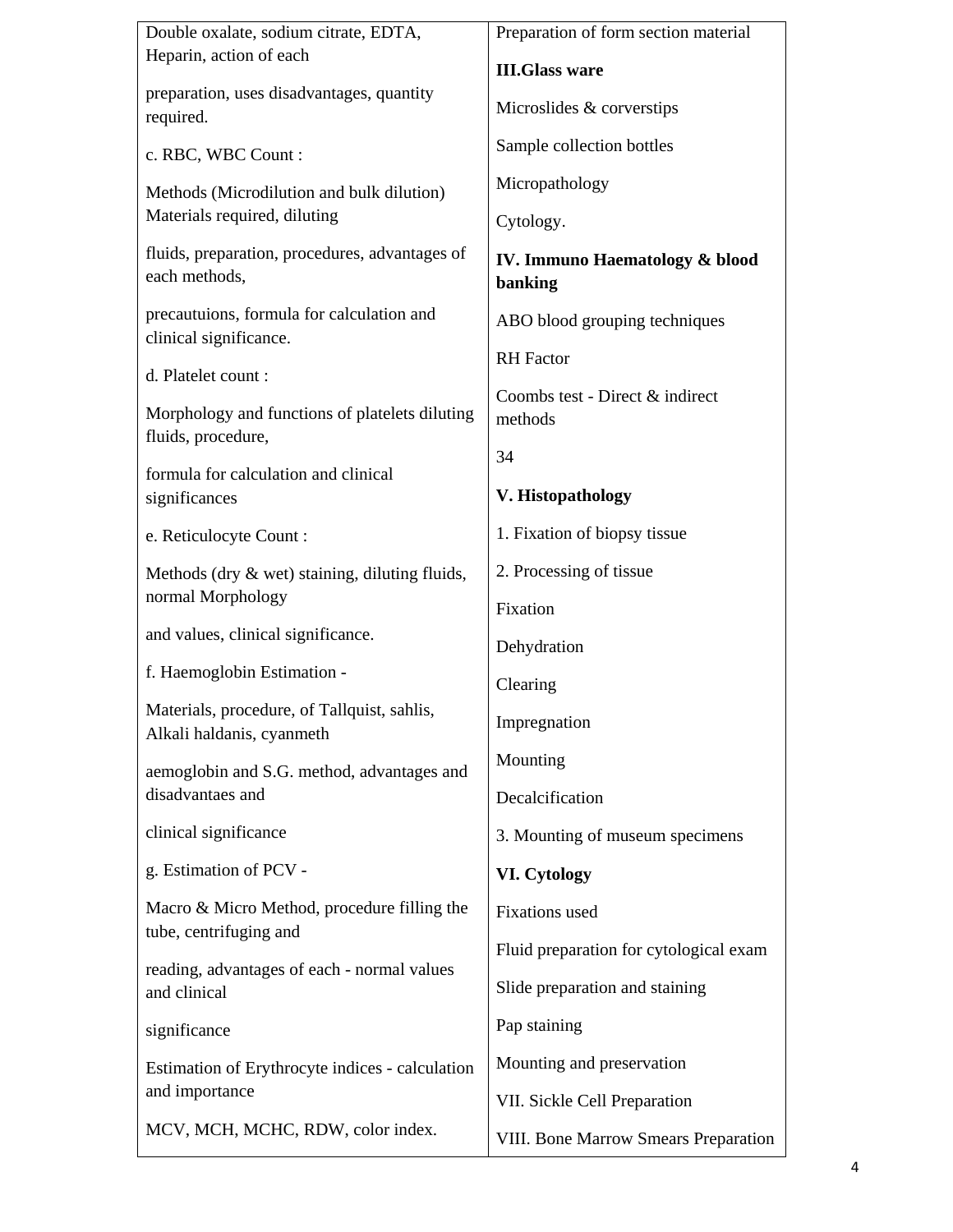| Double oxalate, sodium citrate, EDTA, Heparin, action of each<br><br>preparation, uses disadvantages, quantity required.<br><br>c. RBC, WBC Count :<br><br>Methods (Microdilution and bulk dilution) Materials required, diluting<br><br>fluids, preparation, procedures, advantages of each methods,<br><br>precautuions, formula for calculation and clinical significance.<br><br>d. Platelet count :<br><br>Morphology and functions of platelets diluting fluids, procedure,<br><br>formula for calculation and clinical significances<br><br>e. Reticulocyte Count :<br><br>Methods (dry & wet) staining, diluting fluids, normal Morphology<br><br>and values, clinical significance.<br><br>f. Haemoglobin Estimation -<br><br>Materials, procedure, of Tallquist, sahlis, Alkali haldanis, cyanmeth<br><br>aemoglobin and S.G. method, advantages and disadvantaes and<br><br>clinical significance<br><br>g. Estimation of PCV -<br><br>Macro & Micro Method, procedure filling the tube, centrifuging and<br><br>reading, advantages of each - normal values and clinical<br><br>significance<br><br>Estimation of Erythrocyte indices - calculation and importance<br><br>MCV, MCH, MCHC, RDW, color index. | Preparation of form section material<br><br>**III.Glass ware**<br><br>Microslides & corverstips<br><br>Sample collection bottles<br><br>Micropathology<br><br>Cytology.<br><br>**IV. Immuno Haematology & blood banking**<br><br>ABO blood grouping techniques<br><br>RH Factor<br><br>Coombs test - Direct & indirect methods<br><br>34<br><br>**V. Histopathology**<br><br>1. Fixation of biopsy tissue<br><br>2. Processing of tissue<br><br>Fixation<br><br>Dehydration<br><br>Clearing<br><br>Impregnation<br><br>Mounting<br><br>Decalcification<br><br>3. Mounting of museum specimens<br><br>**VI. Cytology**<br><br>Fixations used<br><br>Fluid preparation for cytological exam<br><br>Slide preparation and staining<br><br>Pap staining<br><br>Mounting and preservation<br><br>VII. Sickle Cell Preparation<br><br>VIII. Bone Marrow Smears Preparation |
|---|---|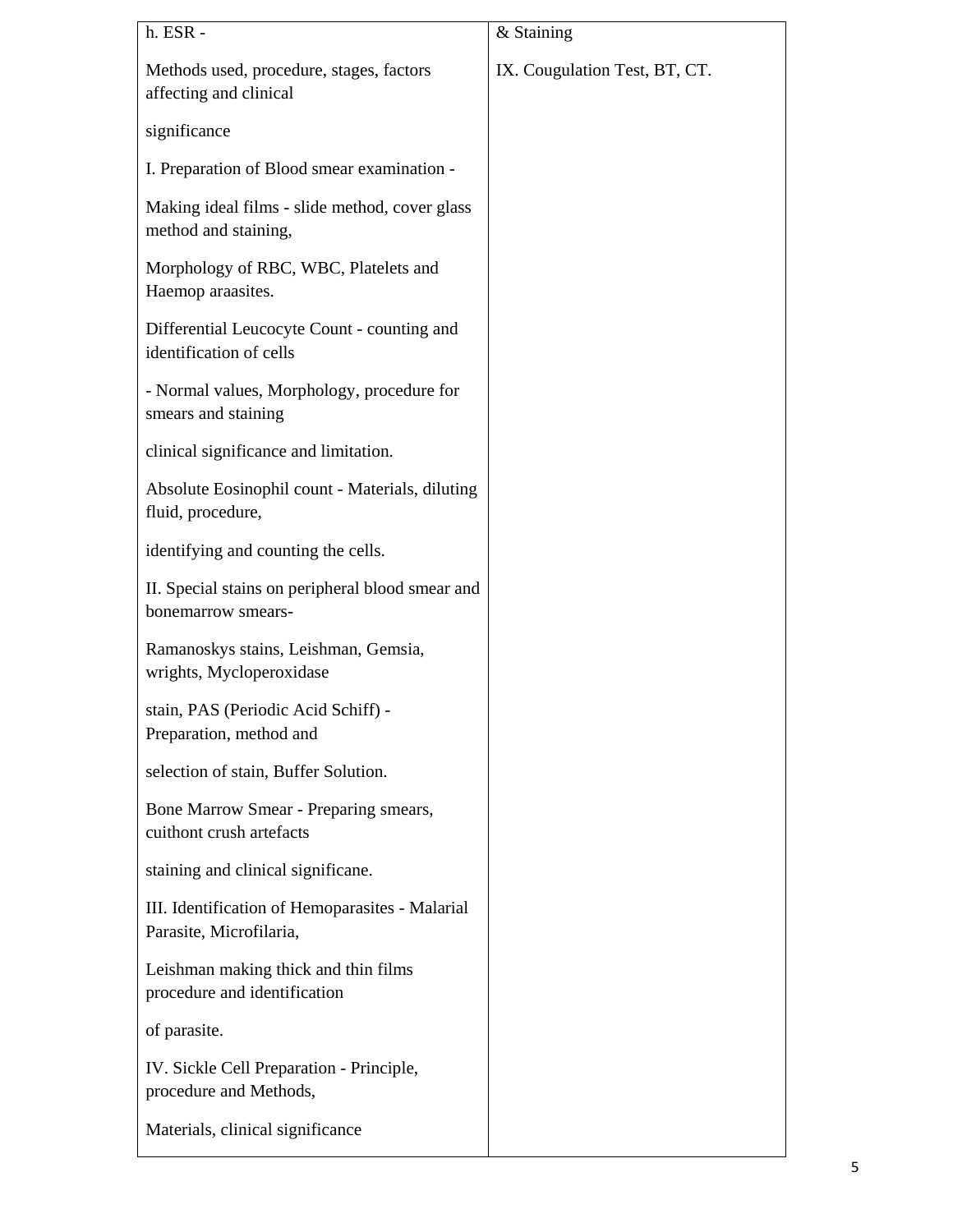| h. ESR -<br><br>Methods used, procedure, stages, factors affecting and clinical<br><br>significance<br><br>I. Preparation of Blood smear examination -<br><br>Making ideal films - slide method, cover glass method and staining,<br><br>Morphology of RBC, WBC, Platelets and Haemop araasites.<br><br>Differential Leucocyte Count - counting and identification of cells<br><br>- Normal values, Morphology, procedure for smears and staining<br><br>clinical significance and limitation.<br><br>Absolute Eosinophil count - Materials, diluting fluid, procedure,<br><br>identifying and counting the cells.<br><br>II. Special stains on peripheral blood smear and bonemarrow smears-<br><br>Ramanoskys stains, Leishman, Gemsia, wrights, Mycloperoxidase<br><br>stain, PAS (Periodic Acid Schiff) - Preparation, method and<br><br>selection of stain, Buffer Solution.<br><br>Bone Marrow Smear - Preparing smears, cuithont crush artefacts<br><br>staining and clinical significane.<br><br>III. Identification of Hemoparasites - Malarial Parasite, Microfilaria,<br><br>Leishman making thick and thin films procedure and identification<br><br>of parasite.<br><br>IV. Sickle Cell Preparation - Principle, procedure and Methods,<br><br>Materials, clinical significance | & Staining<br><br>IX. Cougulation Test, BT, CT. |
|---|---|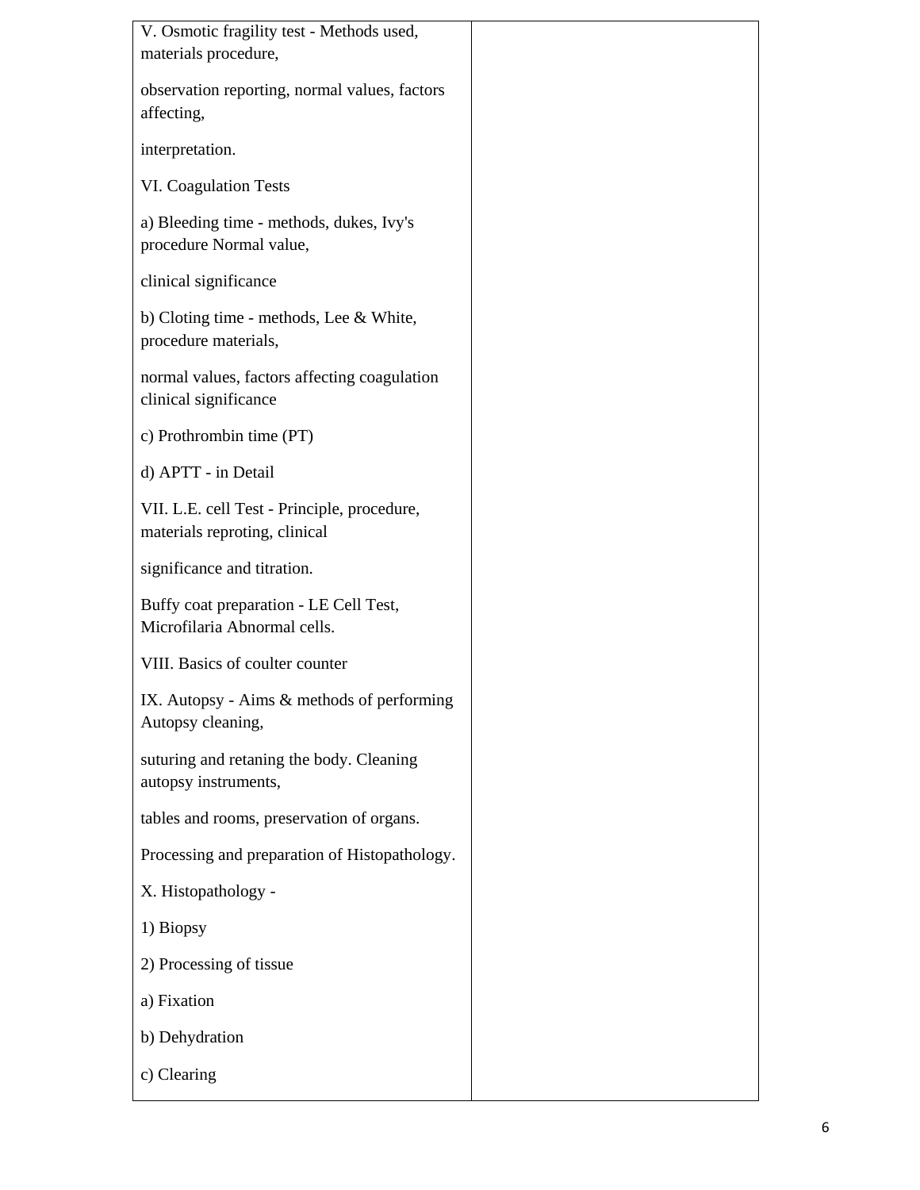| | |
|---|---|
| V. Osmotic fragility test - Methods used, materials procedure,<br><br>observation reporting, normal values, factors affecting,<br><br>interpretation.<br><br>VI. Coagulation Tests<br><br>a) Bleeding time - methods, dukes, Ivy's procedure Normal value,<br><br>clinical significance<br><br>b) Cloting time - methods, Lee & White, procedure materials,<br><br>normal values, factors affecting coagulation clinical significance<br><br>c) Prothrombin time (PT)<br><br>d) APTT - in Detail<br><br>VII. L.E. cell Test - Principle, procedure, materials reproting, clinical<br><br>significance and titration.<br><br>Buffy coat preparation - LE Cell Test, Microfilaria Abnormal cells.<br><br>VIII. Basics of coulter counter<br><br>IX. Autopsy - Aims & methods of performing Autopsy cleaning,<br><br>suturing and retaning the body. Cleaning autopsy instruments,<br><br>tables and rooms, preservation of organs.<br><br>Processing and preparation of Histopathology.<br><br>X. Histopathology -<br><br>1) Biopsy<br><br>2) Processing of tissue<br><br>a) Fixation<br><br>b) Dehydration<br><br>c) Clearing | |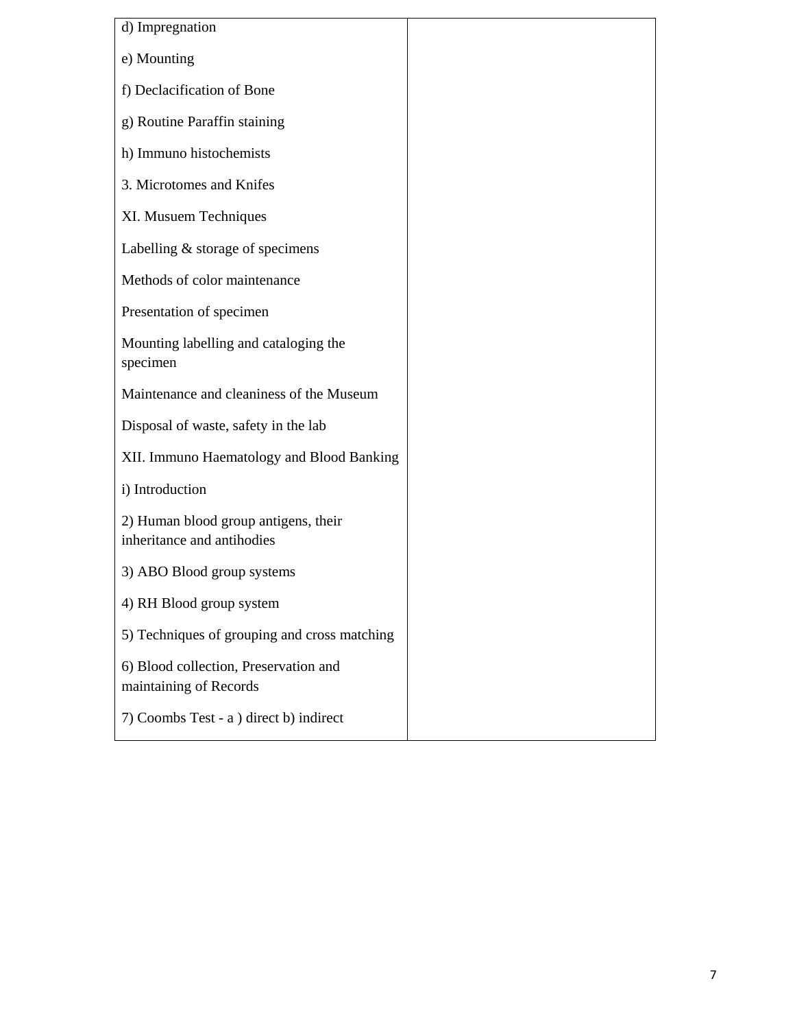| | |
|---|---|
| d) Impregnation | |
| e) Mounting | |
| f) Declacification of Bone | |
| g) Routine Paraffin staining | |
| h) Immuno histochemists | |
| 3. Microtomes and Knifes | |
| XI. Musuem Techniques | |
| Labelling & storage of specimens | |
| Methods of color maintenance | |
| Presentation of specimen | |
| Mounting labelling and cataloging the specimen | |
| Maintenance and cleaniness of the Museum | |
| Disposal of waste, safety in the lab | |
| XII. Immuno Haematology and Blood Banking | |
| i) Introduction | |
| 2) Human blood group antigens, their inheritance and antihodies | |
| 3) ABO Blood group systems | |
| 4) RH Blood group system | |
| 5) Techniques of grouping and cross matching | |
| 6) Blood collection, Preservation and maintaining of Records | |
| 7) Coombs Test - a ) direct b) indirect | |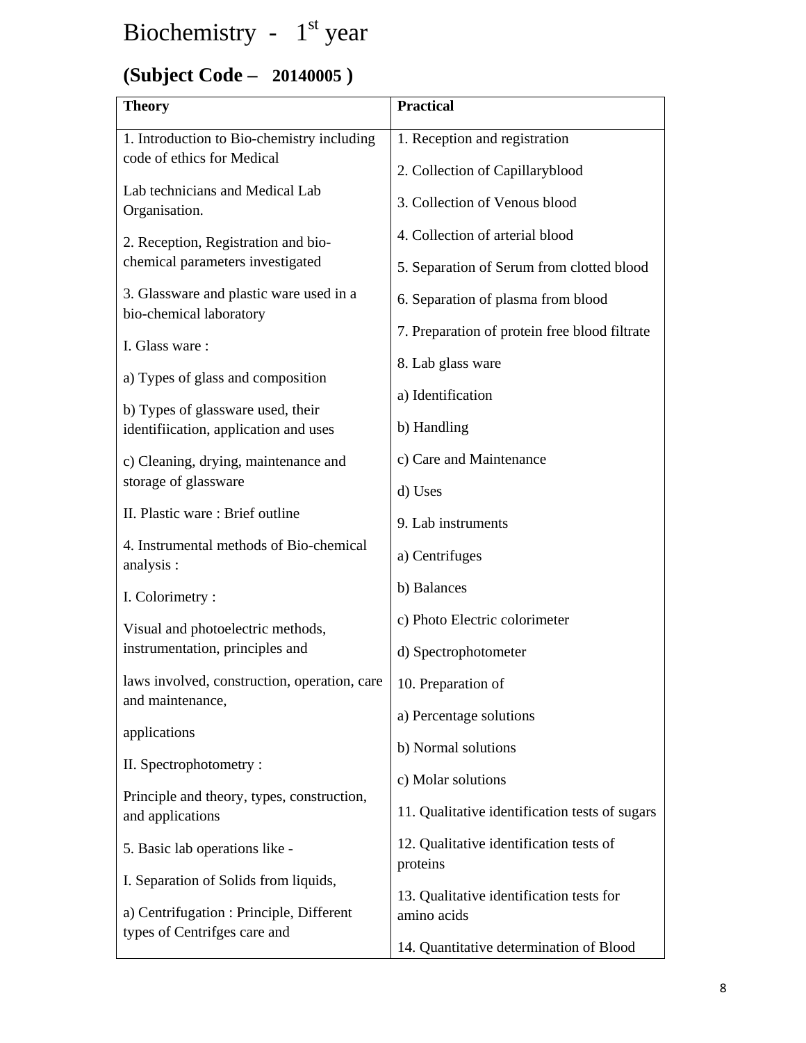# Biochemistry - 1st year

## (Subject Code – 20140005 )

| Theory | Practical |
|---|---|
| 1. Introduction to Bio-chemistry including code of ethics for Medical<br><br>Lab technicians and Medical Lab Organisation.<br><br>2. Reception, Registration and bio-chemical parameters investigated<br><br>3. Glassware and plastic ware used in a bio-chemical laboratory<br><br>I. Glass ware :<br><br>a) Types of glass and composition<br><br>b) Types of glassware used, their identifiication, application and uses<br><br>c) Cleaning, drying, maintenance and storage of glassware<br><br>II. Plastic ware : Brief outline<br><br>4. Instrumental methods of Bio-chemical analysis :<br><br>I. Colorimetry :<br><br>Visual and photoelectric methods, instrumentation, principles and<br><br>laws involved, construction, operation, care and maintenance,<br><br>applications<br><br>II. Spectrophotometry :<br><br>Principle and theory, types, construction, and applications<br><br>5. Basic lab operations like -<br><br>I. Separation of Solids from liquids,<br><br>a) Centrifugation : Principle, Different types of Centrifges care and | 1. Reception and registration<br><br>2. Collection of Capillaryblood<br><br>3. Collection of Venous blood<br><br>4. Collection of arterial blood<br><br>5. Separation of Serum from clotted blood<br><br>6. Separation of plasma from blood<br><br>7. Preparation of protein free blood filtrate<br><br>8. Lab glass ware<br><br>a) Identification<br><br>b) Handling<br><br>c) Care and Maintenance<br><br>d) Uses<br><br>9. Lab instruments<br><br>a) Centrifuges<br><br>b) Balances<br><br>c) Photo Electric colorimeter<br><br>d) Spectrophotometer<br><br>10. Preparation of<br><br>a) Percentage solutions<br><br>b) Normal solutions<br><br>c) Molar solutions<br><br>11. Qualitative identification tests of sugars<br><br>12. Qualitative identification tests of proteins<br><br>13. Qualitative identification tests for amino acids<br><br>14. Quantitative determination of Blood |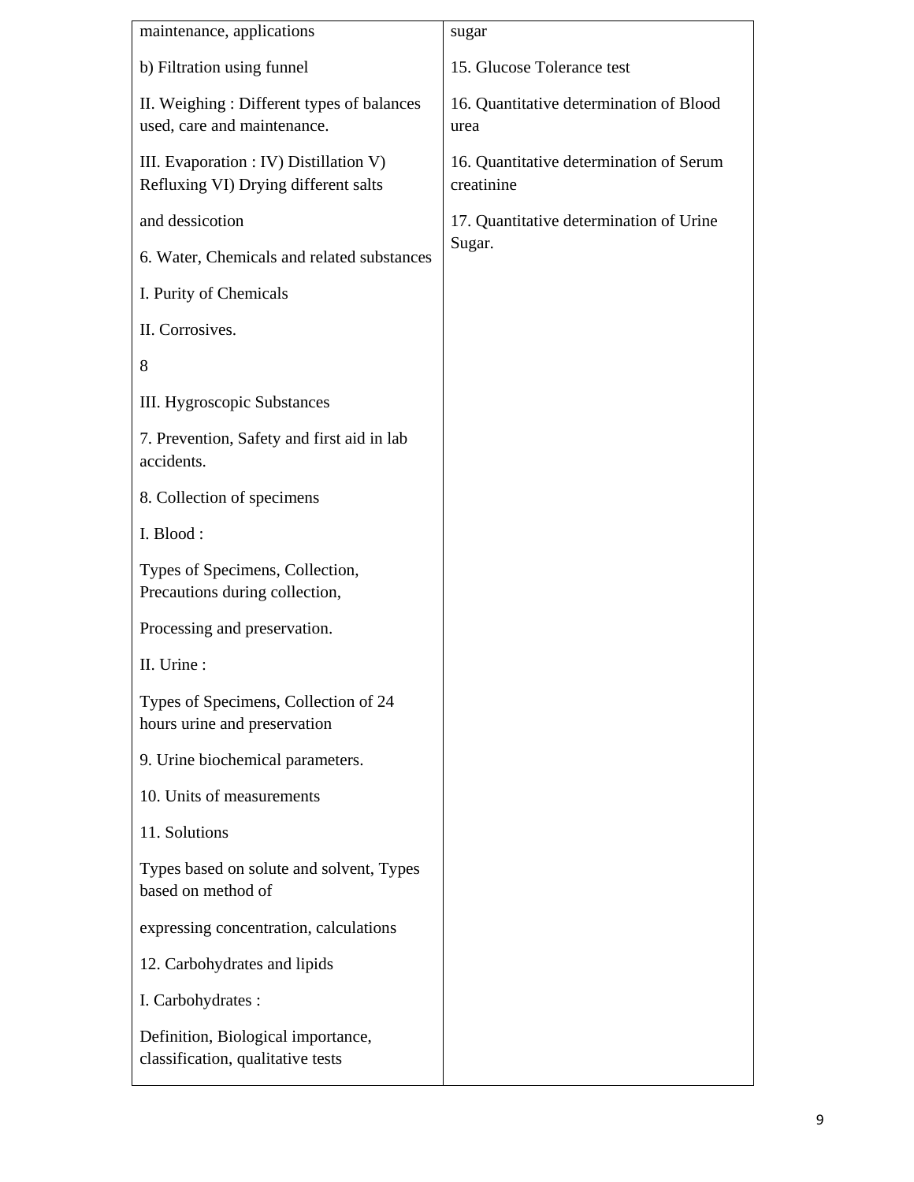| | |
|---|---|
| maintenance, applications<br><br>b) Filtration using funnel<br><br>II. Weighing : Different types of balances used, care and maintenance.<br><br>III. Evaporation : IV) Distillation V) Refluxing VI) Drying different salts<br><br>and dessicotion<br><br>6. Water, Chemicals and related substances<br><br>I. Purity of Chemicals<br><br>II. Corrosives.<br><br>8<br><br>III. Hygroscopic Substances<br><br>7. Prevention, Safety and first aid in lab accidents.<br><br>8. Collection of specimens<br><br>I. Blood :<br><br>Types of Specimens, Collection, Precautions during collection,<br><br>Processing and preservation.<br><br>II. Urine :<br><br>Types of Specimens, Collection of 24 hours urine and preservation<br><br>9. Urine biochemical parameters.<br><br>10. Units of measurements<br><br>11. Solutions<br><br>Types based on solute and solvent, Types based on method of<br><br>expressing concentration, calculations<br><br>12. Carbohydrates and lipids<br><br>I. Carbohydrates :<br><br>Definition, Biological importance, classification, qualitative tests | sugar<br><br>15. Glucose Tolerance test<br><br>16. Quantitative determination of Blood urea<br><br>16. Quantitative determination of Serum creatinine<br><br>17. Quantitative determination of Urine Sugar. |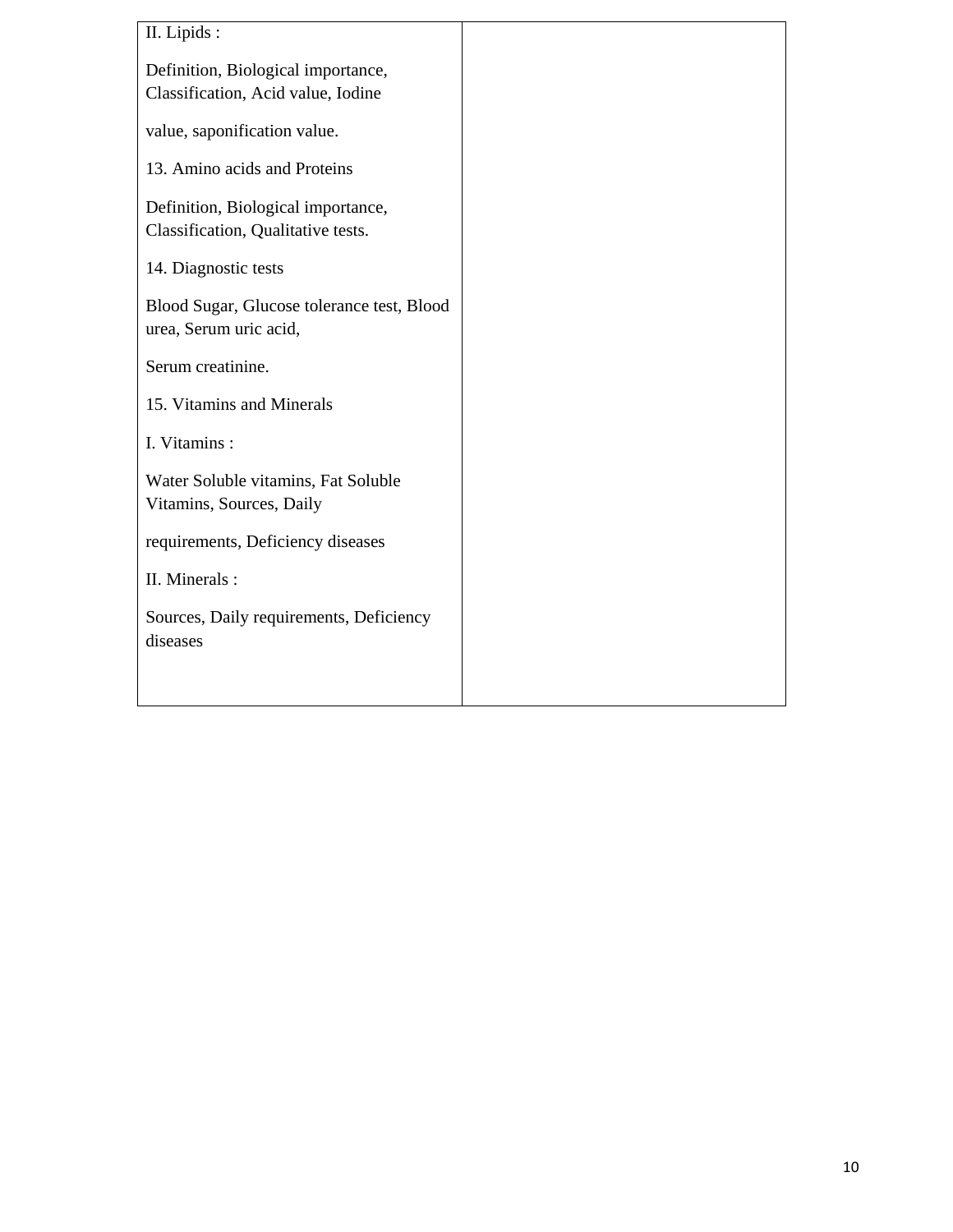| | |
|---|---|
| II. Lipids :<br><br>Definition, Biological importance, Classification, Acid value, Iodine<br><br>value, saponification value.<br><br>13. Amino acids and Proteins<br><br>Definition, Biological importance, Classification, Qualitative tests.<br><br>14. Diagnostic tests<br><br>Blood Sugar, Glucose tolerance test, Blood urea, Serum uric acid,<br><br>Serum creatinine.<br><br>15. Vitamins and Minerals<br><br>I. Vitamins :<br><br>Water Soluble vitamins, Fat Soluble Vitamins, Sources, Daily<br><br>requirements, Deficiency diseases<br><br>II. Minerals :<br><br>Sources, Daily requirements, Deficiency diseases | |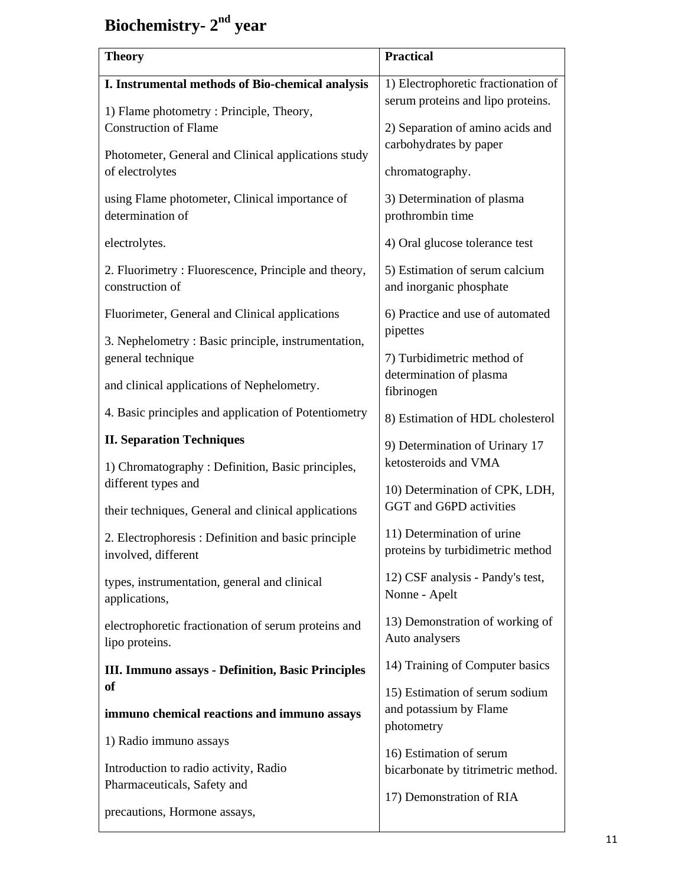# Biochemistry- 2nd year

| Theory | Practical |
|---|---|
| **I. Instrumental methods of Bio-chemical analysis**<br><br>1) Flame photometry : Principle, Theory, Construction of Flame<br><br>Photometer, General and Clinical applications study of electrolytes<br><br>using Flame photometer, Clinical importance of determination of<br><br>electrolytes.<br><br>2. Fluorimetry : Fluorescence, Principle and theory, construction of<br><br>Fluorimeter, General and Clinical applications<br><br>3. Nephelometry : Basic principle, instrumentation, general technique<br><br>and clinical applications of Nephelometry.<br><br>4. Basic principles and application of Potentiometry<br><br>**II. Separation Techniques**<br><br>1) Chromatography : Definition, Basic principles, different types and<br><br>their techniques, General and clinical applications<br><br>2. Electrophoresis : Definition and basic principle involved, different<br><br>types, instrumentation, general and clinical applications,<br><br>electrophoretic fractionation of serum proteins and lipo proteins.<br><br>**III. Immuno assays - Definition, Basic Principles of**<br><br>**immuno chemical reactions and immuno assays**<br><br>1) Radio immuno assays<br><br>Introduction to radio activity, Radio Pharmaceuticals, Safety and<br><br>precautions, Hormone assays, | 1) Electrophoretic fractionation of serum proteins and lipo proteins.<br><br>2) Separation of amino acids and carbohydrates by paper<br><br>chromatography.<br><br>3) Determination of plasma prothrombin time<br><br>4) Oral glucose tolerance test<br><br>5) Estimation of serum calcium and inorganic phosphate<br><br>6) Practice and use of automated pipettes<br><br>7) Turbidimetric method of determination of plasma fibrinogen<br><br>8) Estimation of HDL cholesterol<br><br>9) Determination of Urinary 17 ketosteroids and VMA<br><br>10) Determination of CPK, LDH, GGT and G6PD activities<br><br>11) Determination of urine proteins by turbidimetric method<br><br>12) CSF analysis - Pandy's test, Nonne - Apelt<br><br>13) Demonstration of working of Auto analysers<br><br>14) Training of Computer basics<br><br>15) Estimation of serum sodium and potassium by Flame photometry<br><br>16) Estimation of serum bicarbonate by titrimetric method.<br><br>17) Demonstration of RIA |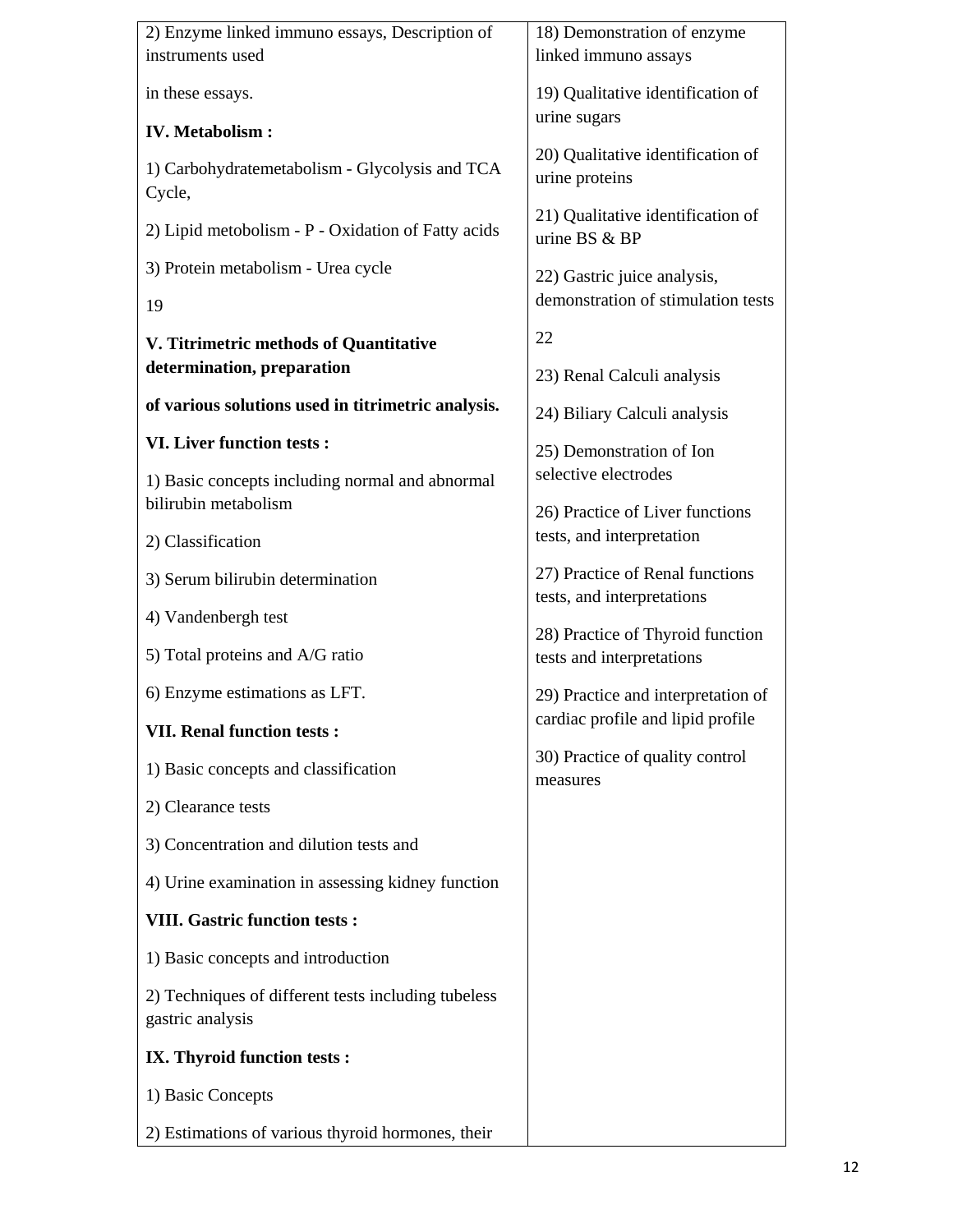| | |
|---|---|
| 2) Enzyme linked immuno essays, Description of instruments used<br><br>in these essays.<br><br>**IV. Metabolism :**<br><br>1) Carbohydratemetabolism - Glycolysis and TCA Cycle,<br><br>2) Lipid metobolism - P - Oxidation of Fatty acids<br><br>3) Protein metabolism - Urea cycle<br><br>19<br><br>**V. Titrimetric methods of Quantitative determination, preparation**<br><br>**of various solutions used in titrimetric analysis.**<br><br>**VI. Liver function tests :**<br><br>1) Basic concepts including normal and abnormal bilirubin metabolism<br><br>2) Classification<br><br>3) Serum bilirubin determination<br><br>4) Vandenbergh test<br><br>5) Total proteins and A/G ratio<br><br>6) Enzyme estimations as LFT.<br><br>**VII. Renal function tests :**<br><br>1) Basic concepts and classification<br><br>2) Clearance tests<br><br>3) Concentration and dilution tests and<br><br>4) Urine examination in assessing kidney function<br><br>**VIII. Gastric function tests :**<br><br>1) Basic concepts and introduction<br><br>2) Techniques of different tests including tubeless gastric analysis<br><br>**IX. Thyroid function tests :**<br><br>1) Basic Concepts<br><br>2) Estimations of various thyroid hormones, their | 18) Demonstration of enzyme linked immuno assays<br><br>19) Qualitative identification of urine sugars<br><br>20) Qualitative identification of urine proteins<br><br>21) Qualitative identification of urine BS & BP<br><br>22) Gastric juice analysis, demonstration of stimulation tests<br><br>22<br><br>23) Renal Calculi analysis<br><br>24) Biliary Calculi analysis<br><br>25) Demonstration of Ion selective electrodes<br><br>26) Practice of Liver functions tests, and interpretation<br><br>27) Practice of Renal functions tests, and interpretations<br><br>28) Practice of Thyroid function tests and interpretations<br><br>29) Practice and interpretation of cardiac profile and lipid profile<br><br>30) Practice of quality control measures |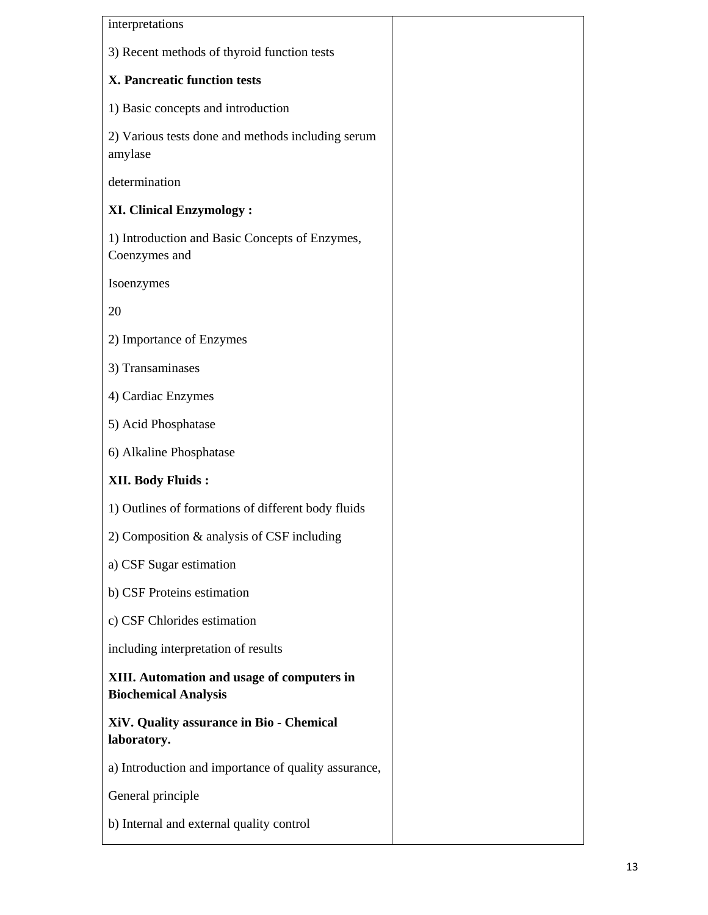| | |
|---|---|
| interpretations | |
| 3) Recent methods of thyroid function tests | |
| **X. Pancreatic function tests** | |
| 1) Basic concepts and introduction | |
| 2) Various tests done and methods including serum amylase | |
| determination | |
| **XI. Clinical Enzymology :** | |
| 1) Introduction and Basic Concepts of Enzymes, Coenzymes and | |
| Isoenzymes | |
| 20 | |
| 2) Importance of Enzymes | |
| 3) Transaminases | |
| 4) Cardiac Enzymes | |
| 5) Acid Phosphatase | |
| 6) Alkaline Phosphatase | |
| **XII. Body Fluids :** | |
| 1) Outlines of formations of different body fluids | |
| 2) Composition & analysis of CSF including | |
| a) CSF Sugar estimation | |
| b) CSF Proteins estimation | |
| c) CSF Chlorides estimation | |
| including interpretation of results | |
| **XIII. Automation and usage of computers in Biochemical Analysis** | |
| **XiV. Quality assurance in Bio - Chemical laboratory.** | |
| a) Introduction and importance of quality assurance, | |
| General principle | |
| b) Internal and external quality control | |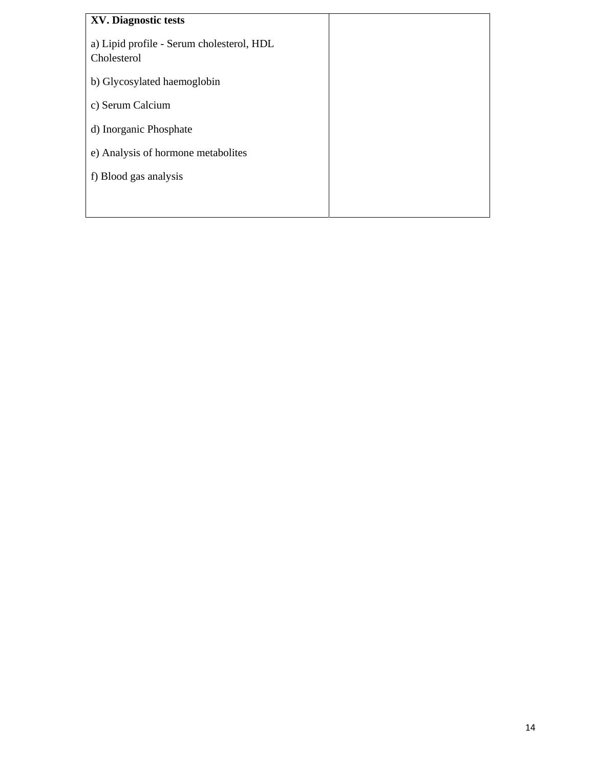| | |
|---|---|
| **XV. Diagnostic tests**<br><br>a) Lipid profile - Serum cholesterol, HDL Cholesterol<br><br>b) Glycosylated haemoglobin<br><br>c) Serum Calcium<br><br>d) Inorganic Phosphate<br><br>e) Analysis of hormone metabolites<br><br>f) Blood gas analysis | |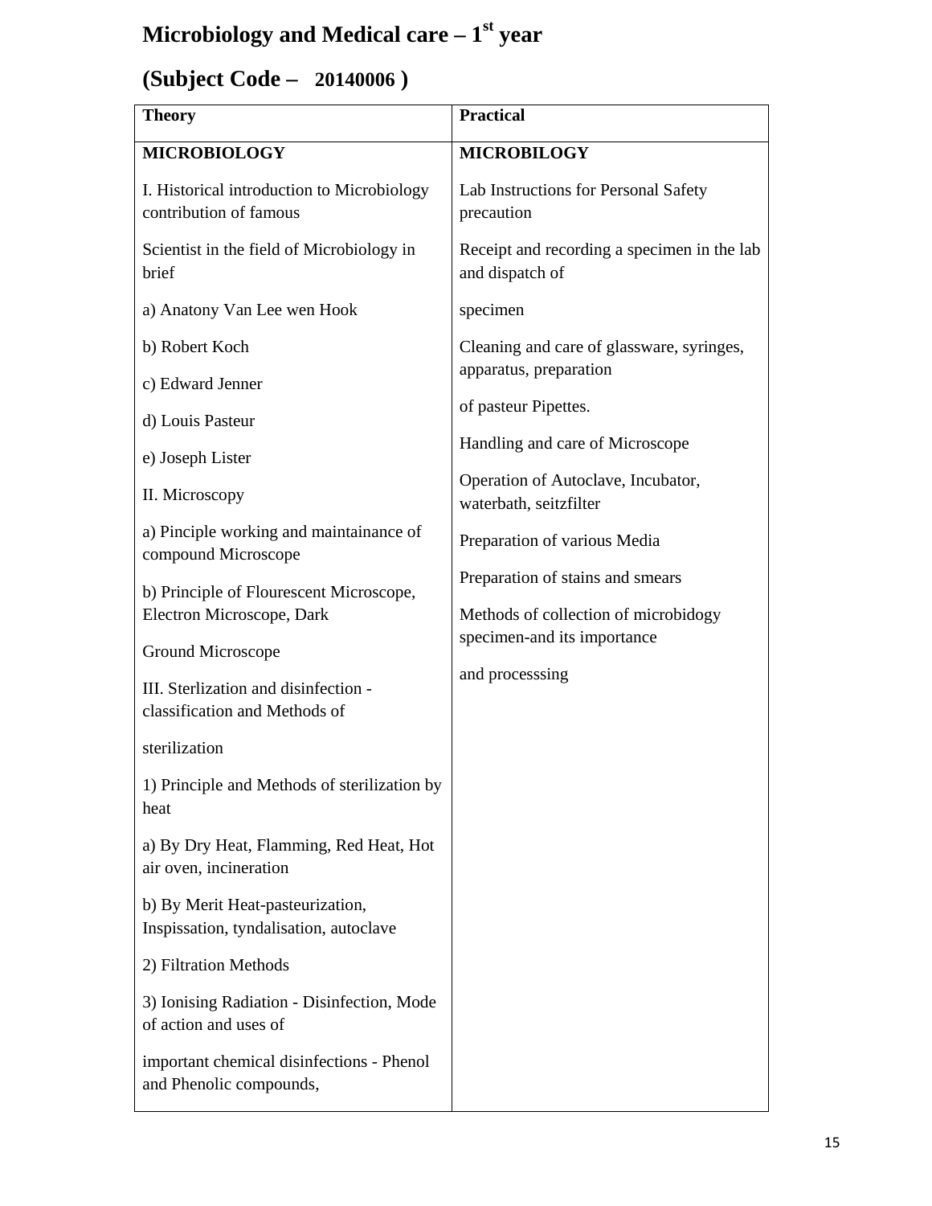# Microbiology and Medical care – 1st year

## (Subject Code – 20140006 )

| Theory | Practical |
|---|---|
| **MICROBIOLOGY**<br><br>I. Historical introduction to Microbiology contribution of famous<br><br>Scientist in the field of Microbiology in brief<br><br>a) Anatony Van Lee wen Hook<br><br>b) Robert Koch<br><br>c) Edward Jenner<br><br>d) Louis Pasteur<br><br>e) Joseph Lister<br><br>II. Microscopy<br><br>a) Pinciple working and maintainance of compound Microscope<br><br>b) Principle of Flourescent Microscope, Electron Microscope, Dark<br><br>Ground Microscope<br><br>III. Sterlization and disinfection - classification and Methods of<br><br>sterilization<br><br>1) Principle and Methods of sterilization by heat<br><br>a) By Dry Heat, Flamming, Red Heat, Hot air oven, incineration<br><br>b) By Merit Heat-pasteurization, Inspissation, tyndalisation, autoclave<br><br>2) Filtration Methods<br><br>3) Ionising Radiation - Disinfection, Mode of action and uses of<br><br>important chemical disinfections - Phenol and Phenolic compounds, | **MICROBILOGY**<br><br>Lab Instructions for Personal Safety precaution<br><br>Receipt and recording a specimen in the lab and dispatch of<br><br>specimen<br><br>Cleaning and care of glassware, syringes, apparatus, preparation<br><br>of pasteur Pipettes.<br><br>Handling and care of Microscope<br><br>Operation of Autoclave, Incubator, waterbath, seitzfilter<br><br>Preparation of various Media<br><br>Preparation of stains and smears<br><br>Methods of collection of microbidogy specimen-and its importance<br><br>and processsing |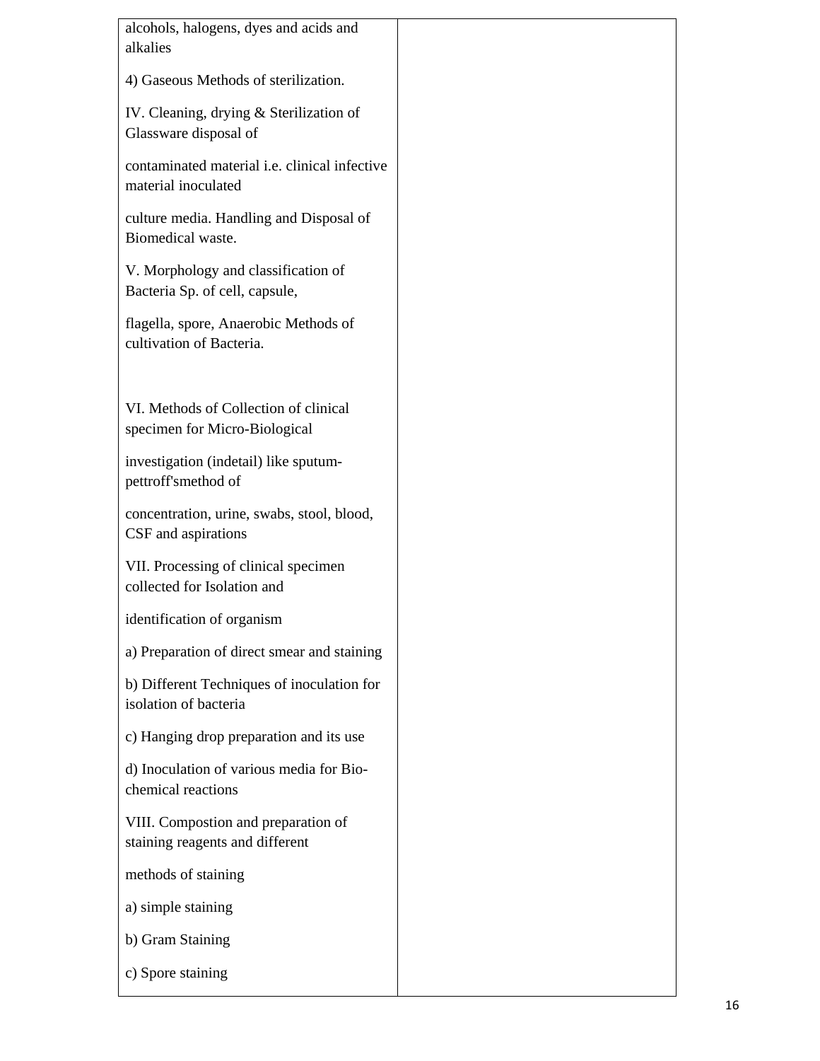| | |
|---|---|
| alcohols, halogens, dyes and acids and alkalies<br><br>4) Gaseous Methods of sterilization.<br><br>IV. Cleaning, drying & Sterilization of Glassware disposal of<br><br>contaminated material i.e. clinical infective material inoculated<br><br>culture media. Handling and Disposal of Biomedical waste.<br><br>V. Morphology and classification of Bacteria Sp. of cell, capsule,<br><br>flagella, spore, Anaerobic Methods of cultivation of Bacteria.<br><br>VI. Methods of Collection of clinical specimen for Micro-Biological<br><br>investigation (indetail) like sputum-pettroff'smethod of<br><br>concentration, urine, swabs, stool, blood, CSF and aspirations<br><br>VII. Processing of clinical specimen collected for Isolation and<br><br>identification of organism<br><br>a) Preparation of direct smear and staining<br><br>b) Different Techniques of inoculation for isolation of bacteria<br><br>c) Hanging drop preparation and its use<br><br>d) Inoculation of various media for Bio-chemical reactions<br><br>VIII. Compostion and preparation of staining reagents and different<br><br>methods of staining<br><br>a) simple staining<br><br>b) Gram Staining<br><br>c) Spore staining | |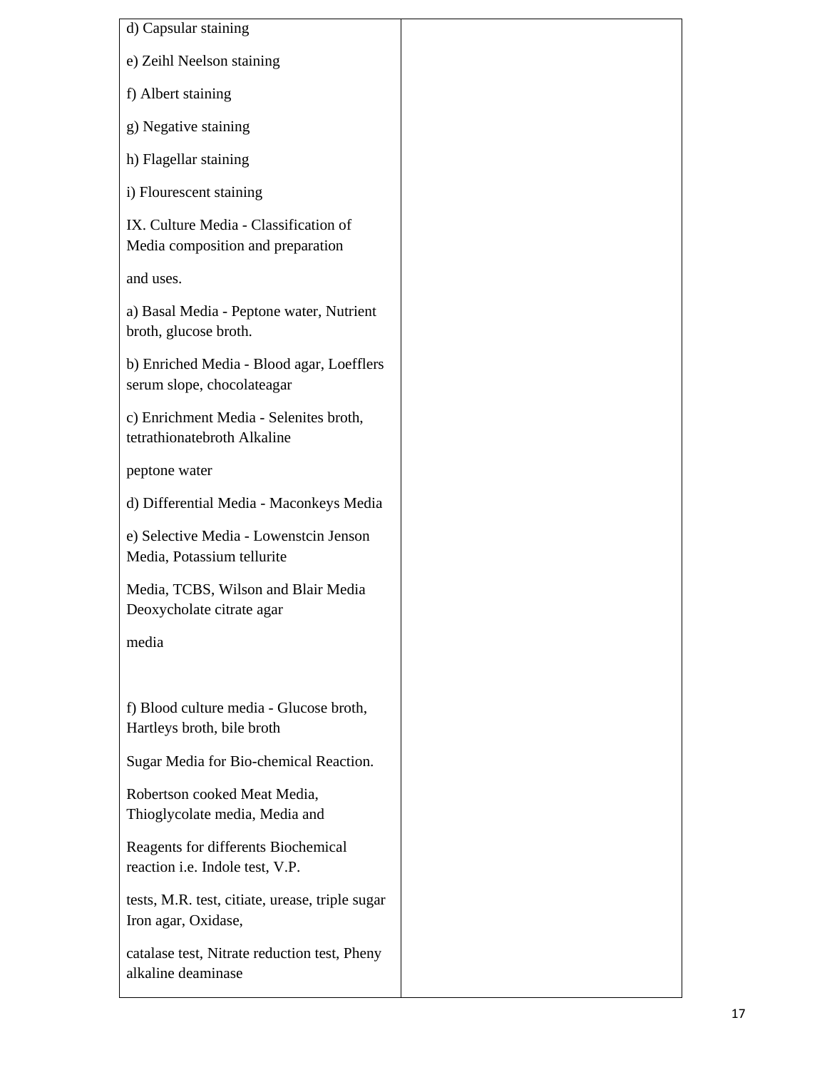| | |
|---|---|
| d) Capsular staining<br><br>e) Zeihl Neelson staining<br><br>f) Albert staining<br><br>g) Negative staining<br><br>h) Flagellar staining<br><br>i) Flourescent staining<br><br>IX. Culture Media - Classification of Media composition and preparation<br><br>and uses.<br><br>a) Basal Media - Peptone water, Nutrient broth, glucose broth.<br><br>b) Enriched Media - Blood agar, Loefflers serum slope, chocolateagar<br><br>c) Enrichment Media - Selenites broth, tetrathionatebroth Alkaline<br><br>peptone water<br><br>d) Differential Media - Maconkeys Media<br><br>e) Selective Media - Lowenstcin Jenson Media, Potassium tellurite<br><br>Media, TCBS, Wilson and Blair Media Deoxycholate citrate agar<br><br>media<br><br>f) Blood culture media - Glucose broth, Hartleys broth, bile broth<br><br>Sugar Media for Bio-chemical Reaction.<br><br>Robertson cooked Meat Media, Thioglycolate media, Media and<br><br>Reagents for differents Biochemical reaction i.e. Indole test, V.P.<br><br>tests, M.R. test, citiate, urease, triple sugar Iron agar, Oxidase,<br><br>catalase test, Nitrate reduction test, Pheny alkaline deaminase | |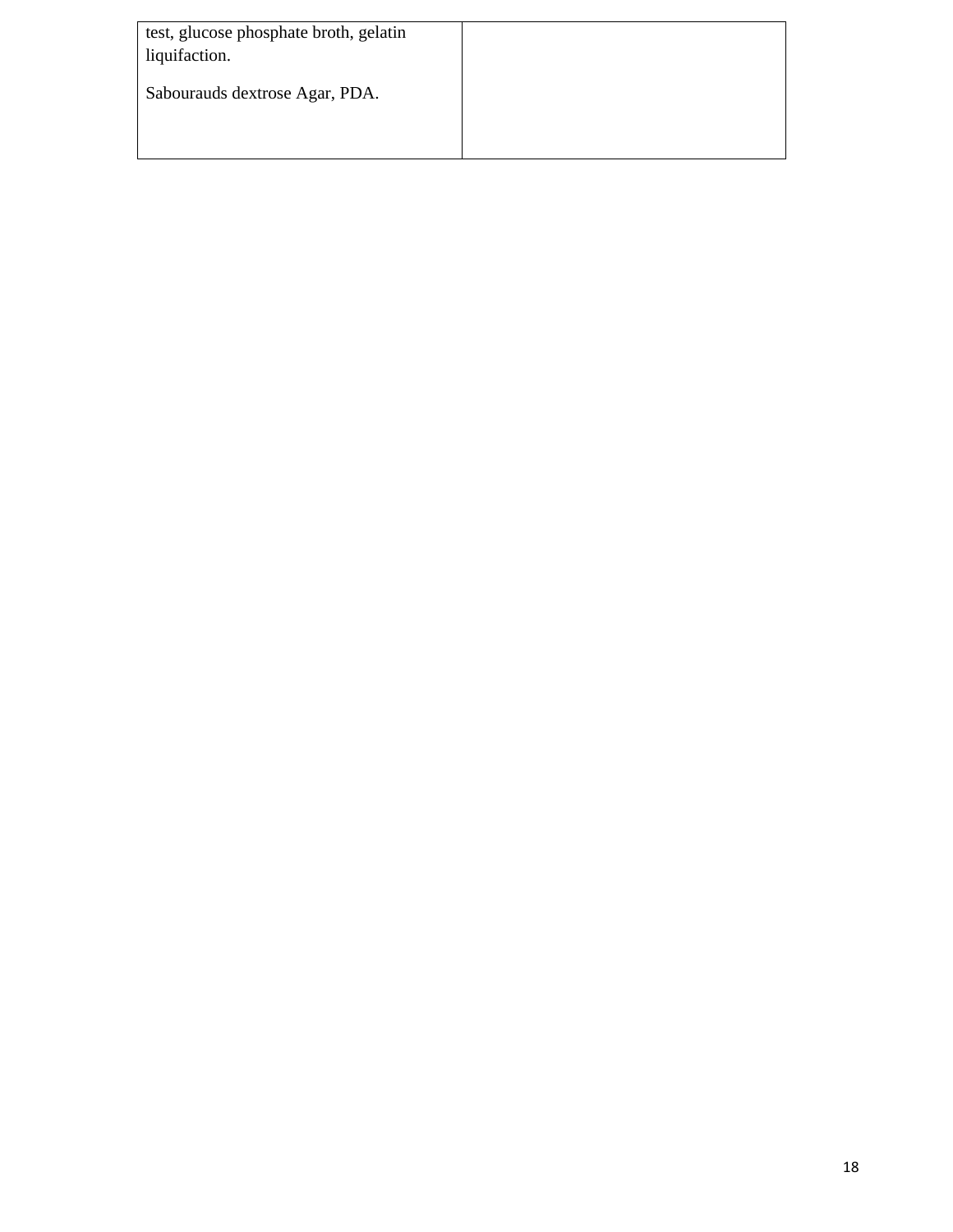| | |
|---|---|
| test, glucose phosphate broth, gelatin liquifaction.<br><br>Sabourauds dextrose Agar, PDA. | |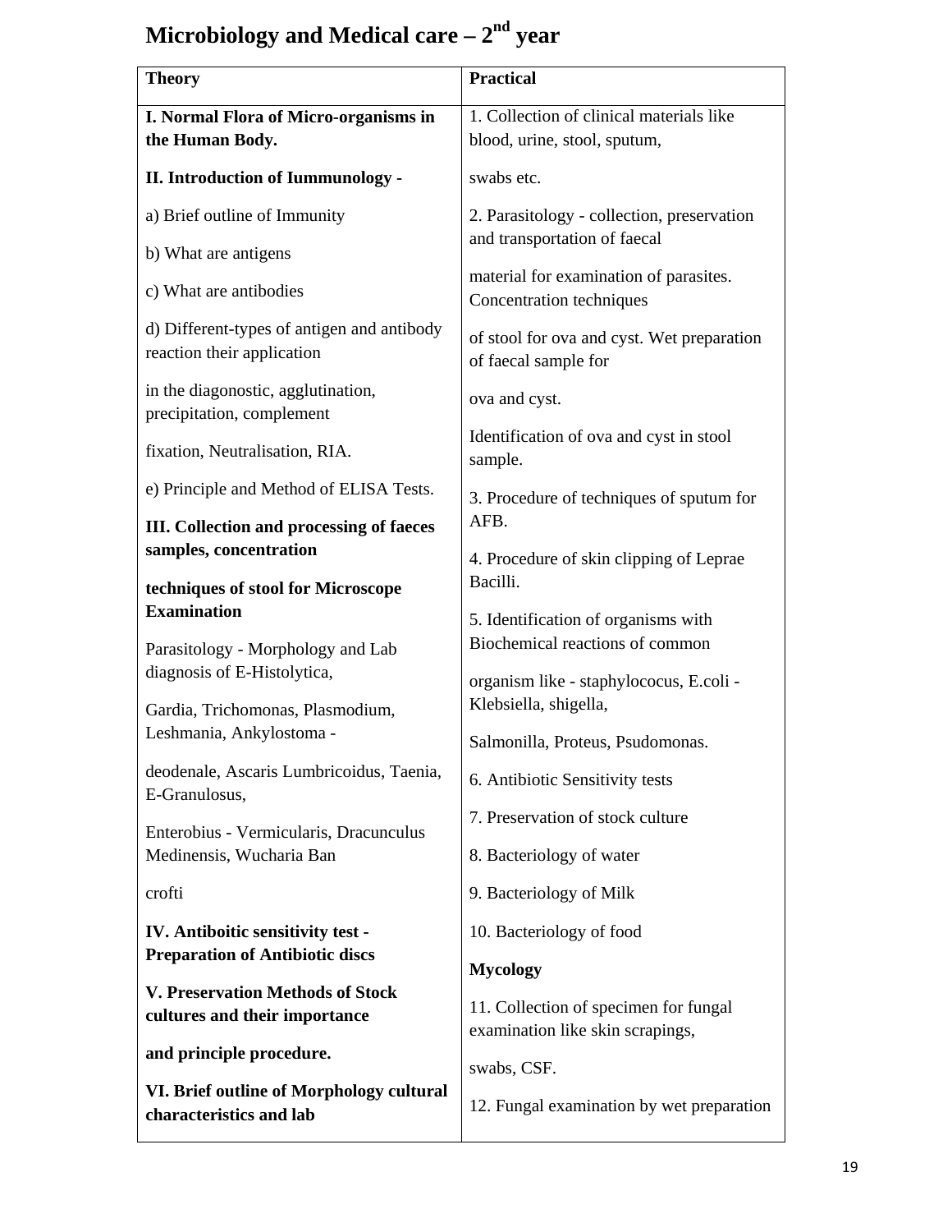# Microbiology and Medical care – 2nd year

| Theory | Practical |
|---|---|
| **I. Normal Flora of Micro-organisms in the Human Body.**<br><br>**II. Introduction of Iummunology -**<br><br>a) Brief outline of Immunity<br><br>b) What are antigens<br><br>c) What are antibodies<br><br>d) Different-types of antigen and antibody reaction their application<br><br>in the diagonostic, agglutination, precipitation, complement<br><br>fixation, Neutralisation, RIA.<br><br>e) Principle and Method of ELISA Tests.<br><br>**III. Collection and processing of faeces samples, concentration**<br><br>**techniques of stool for Microscope Examination**<br><br>Parasitology - Morphology and Lab diagnosis of E-Histolytica,<br><br>Gardia, Trichomonas, Plasmodium, Leshmania, Ankylostoma -<br><br>deodenale, Ascaris Lumbricoidus, Taenia, E-Granulosus,<br><br>Enterobius - Vermicularis, Dracunculus Medinensis, Wucharia Ban<br><br>crofti<br><br>**IV. Antiboitic sensitivity test - Preparation of Antibiotic discs**<br><br>**V. Preservation Methods of Stock cultures and their importance**<br><br>**and principle procedure.**<br><br>**VI. Brief outline of Morphology cultural characteristics and lab** | 1. Collection of clinical materials like blood, urine, stool, sputum,<br><br>swabs etc.<br><br>2. Parasitology - collection, preservation and transportation of faecal<br><br>material for examination of parasites. Concentration techniques<br><br>of stool for ova and cyst. Wet preparation of faecal sample for<br><br>ova and cyst.<br><br>Identification of ova and cyst in stool sample.<br><br>3. Procedure of techniques of sputum for AFB.<br><br>4. Procedure of skin clipping of Leprae Bacilli.<br><br>5. Identification of organisms with Biochemical reactions of common<br><br>organism like - staphylococus, E.coli - Klebsiella, shigella,<br><br>Salmonilla, Proteus, Psudomonas.<br><br>6. Antibiotic Sensitivity tests<br><br>7. Preservation of stock culture<br><br>8. Bacteriology of water<br><br>9. Bacteriology of Milk<br><br>10. Bacteriology of food<br><br>**Mycology**<br><br>11. Collection of specimen for fungal examination like skin scrapings,<br><br>swabs, CSF.<br><br>12. Fungal examination by wet preparation |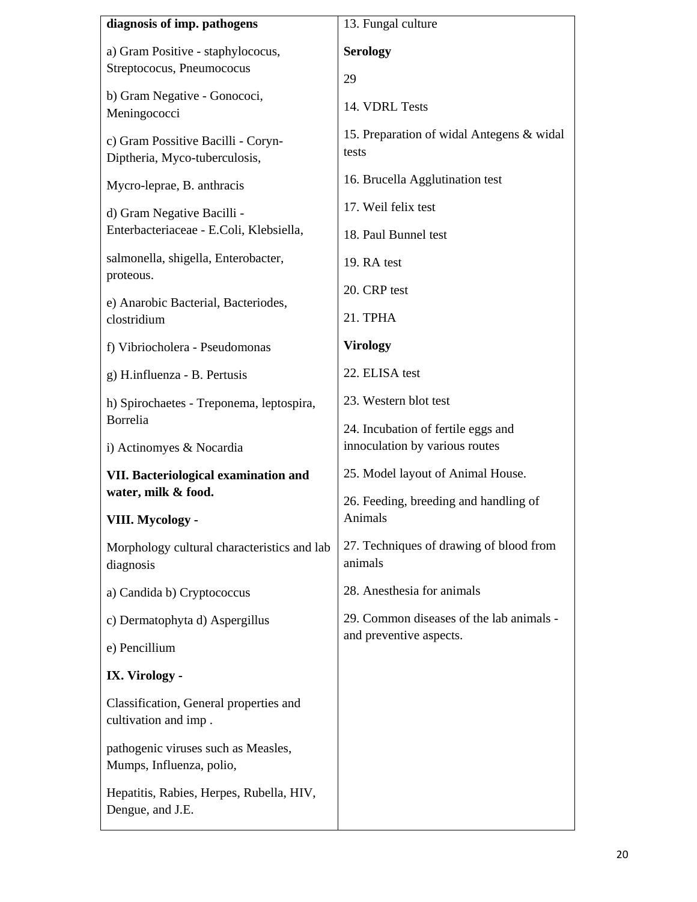| | |
|---|---|
| **diagnosis of imp. pathogens**<br><br>a) Gram Positive - staphylococus, Streptococus, Pneumococus<br><br>b) Gram Negative - Gonococi, Meningococci<br><br>c) Gram Possitive Bacilli - Coryn-Diptheria, Myco-tuberculosis,<br><br>Mycro-leprae, B. anthracis<br><br>d) Gram Negative Bacilli - Enterbacteriaceae - E.Coli, Klebsiella,<br><br>salmonella, shigella, Enterobacter, proteous.<br><br>e) Anarobic Bacterial, Bacteriodes, clostridium<br><br>f) Vibriocholera - Pseudomonas<br><br>g) H.influenza - B. Pertusis<br><br>h) Spirochaetes - Treponema, leptospira, Borrelia<br><br>i) Actinomyes & Nocardia<br><br>**VII. Bacteriological examination and water, milk & food.**<br><br>**VIII. Mycology -**<br><br>Morphology cultural characteristics and lab diagnosis<br><br>a) Candida b) Cryptococcus<br><br>c) Dermatophyta d) Aspergillus<br><br>e) Pencillium<br><br>**IX. Virology -**<br><br>Classification, General properties and cultivation and imp .<br><br>pathogenic viruses such as Measles, Mumps, Influenza, polio,<br><br>Hepatitis, Rabies, Herpes, Rubella, HIV, Dengue, and J.E. | 13. Fungal culture<br><br>**Serology**<br><br>29<br><br>14. VDRL Tests<br><br>15. Preparation of widal Antegens & widal tests<br><br>16. Brucella Agglutination test<br><br>17. Weil felix test<br><br>18. Paul Bunnel test<br><br>19. RA test<br><br>20. CRP test<br><br>21. TPHA<br><br>**Virology**<br><br>22. ELISA test<br><br>23. Western blot test<br><br>24. Incubation of fertile eggs and innoculation by various routes<br><br>25. Model layout of Animal House.<br><br>26. Feeding, breeding and handling of Animals<br><br>27. Techniques of drawing of blood from animals<br><br>28. Anesthesia for animals<br><br>29. Common diseases of the lab animals - and preventive aspects. |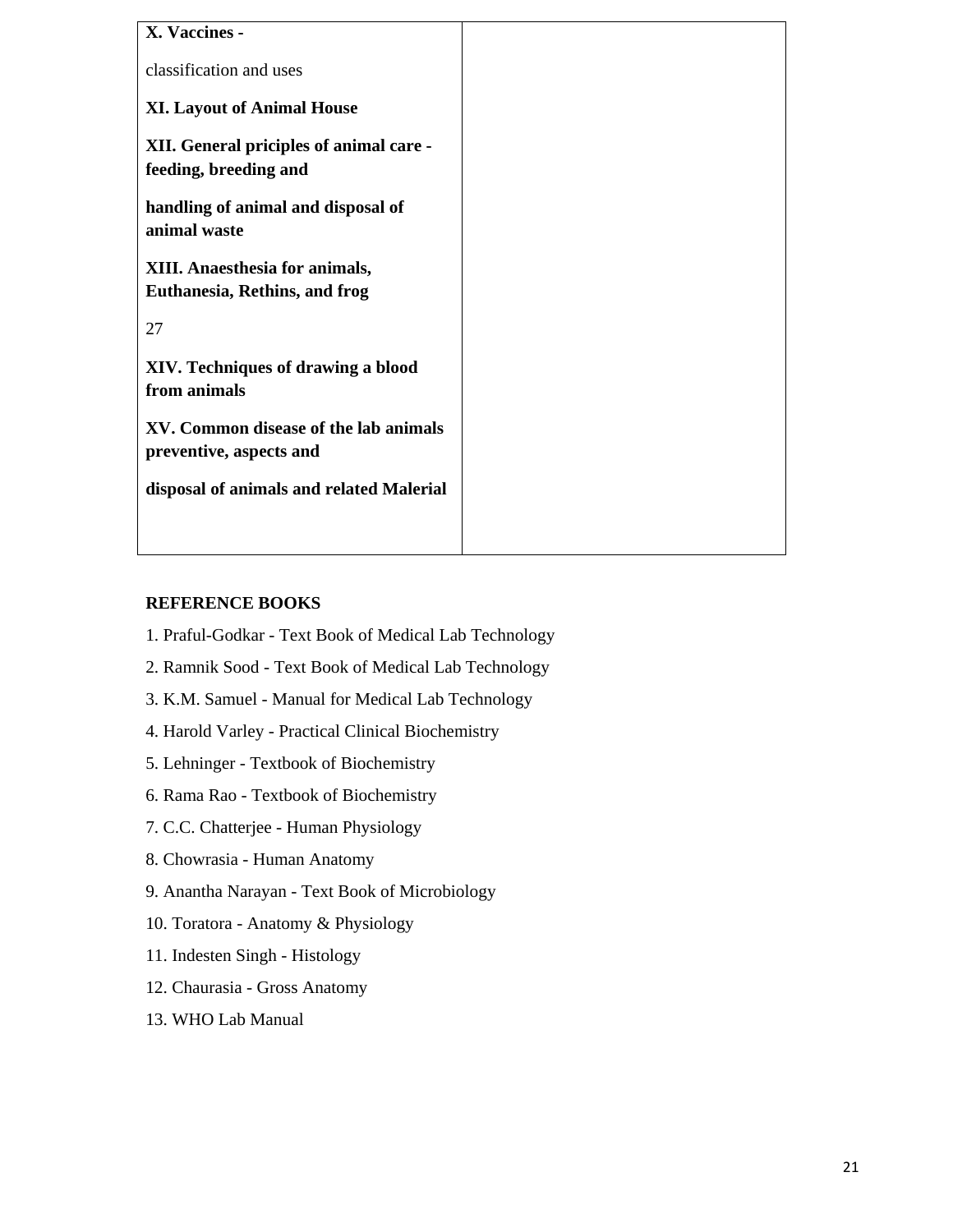| **X. Vaccines -**<br><br>classification and uses<br><br>**XI. Layout of Animal House**<br><br>**XII. General priciples of animal care - feeding, breeding and**<br><br>**handling of animal and disposal of animal waste**<br><br>**XIII. Anaesthesia for animals, Euthanesia, Rethins, and frog**<br><br>27<br><br>**XIV. Techniques of drawing a blood from animals**<br><br>**XV. Common disease of the lab animals preventive, aspects and**<br><br>**disposal of animals and related Malerial** | |
|---|---|

**REFERENCE BOOKS**

1. Praful-Godkar - Text Book of Medical Lab Technology
2. Ramnik Sood - Text Book of Medical Lab Technology
3. K.M. Samuel - Manual for Medical Lab Technology
4. Harold Varley - Practical Clinical Biochemistry
5. Lehninger - Textbook of Biochemistry
6. Rama Rao - Textbook of Biochemistry
7. C.C. Chatterjee - Human Physiology
8. Chowrasia - Human Anatomy
9. Anantha Narayan - Text Book of Microbiology
10. Toratora - Anatomy & Physiology
11. Indesten Singh - Histology
12. Chaurasia - Gross Anatomy
13. WHO Lab Manual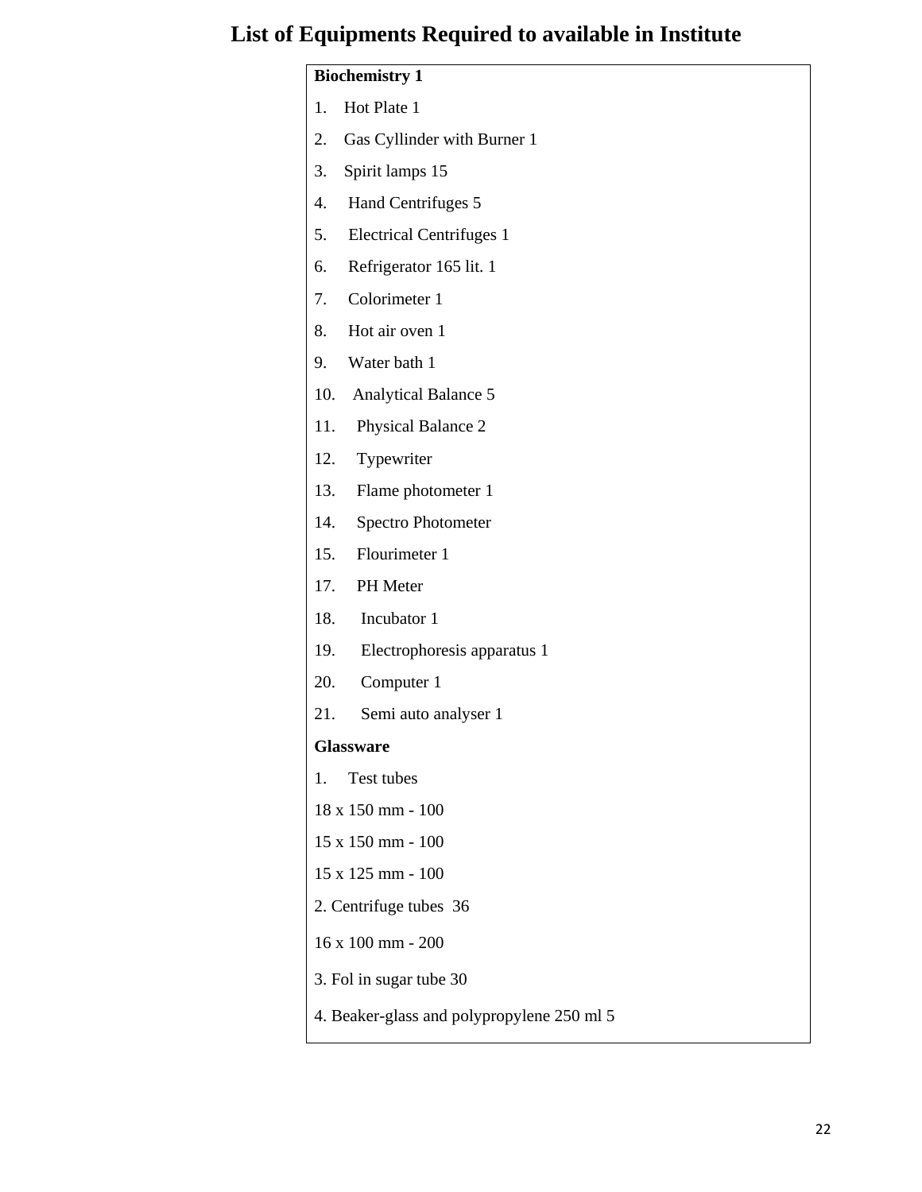# List of Equipments Required to available in Institute

**Biochemistry 1**

1. Hot Plate 1
2. Gas Cyllinder with Burner 1
3. Spirit lamps 15
4. Hand Centrifuges 5
5. Electrical Centrifuges 1
6. Refrigerator 165 lit. 1
7. Colorimeter 1
8. Hot air oven 1
9. Water bath 1
10. Analytical Balance 5
11. Physical Balance 2
12. Typewriter
13. Flame photometer 1
14. Spectro Photometer
15. Flourimeter 1

17. PH Meter
18. Incubator 1
19. Electrophoresis apparatus 1
20. Computer 1
21. Semi auto analyser 1

**Glassware**

1. Test tubes

18 x 150 mm - 100

15 x 150 mm - 100

15 x 125 mm - 100

2. Centrifuge tubes 36

16 x 100 mm - 200

3. Fol in sugar tube 30

4. Beaker-glass and polypropylene 250 ml 5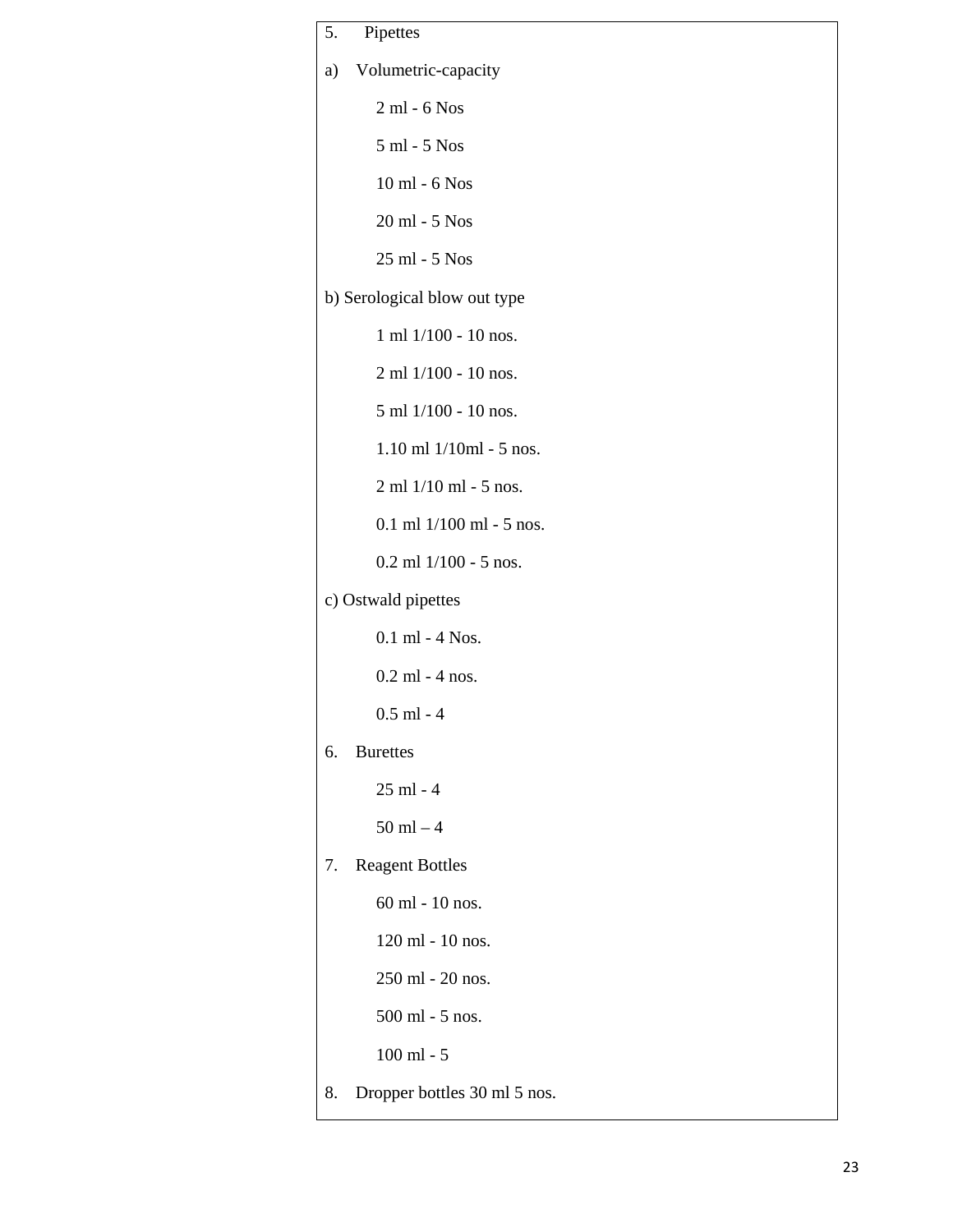5. Pipettes

a) Volumetric-capacity

    2 ml - 6 Nos

    5 ml - 5 Nos

    10 ml - 6 Nos

    20 ml - 5 Nos

    25 ml - 5 Nos

b) Serological blow out type

    1 ml 1/100 - 10 nos.

    2 ml 1/100 - 10 nos.

    5 ml 1/100 - 10 nos.

    1.10 ml 1/10ml - 5 nos.

    2 ml 1/10 ml - 5 nos.

    0.1 ml 1/100 ml - 5 nos.

    0.2 ml 1/100 - 5 nos.

c) Ostwald pipettes

    0.1 ml - 4 Nos.

    0.2 ml - 4 nos.

    0.5 ml - 4

6. Burettes

    25 ml - 4

    50 ml – 4

7. Reagent Bottles

    60 ml - 10 nos.

    120 ml - 10 nos.

    250 ml - 20 nos.

    500 ml - 5 nos.

    100 ml - 5

8. Dropper bottles 30 ml 5 nos.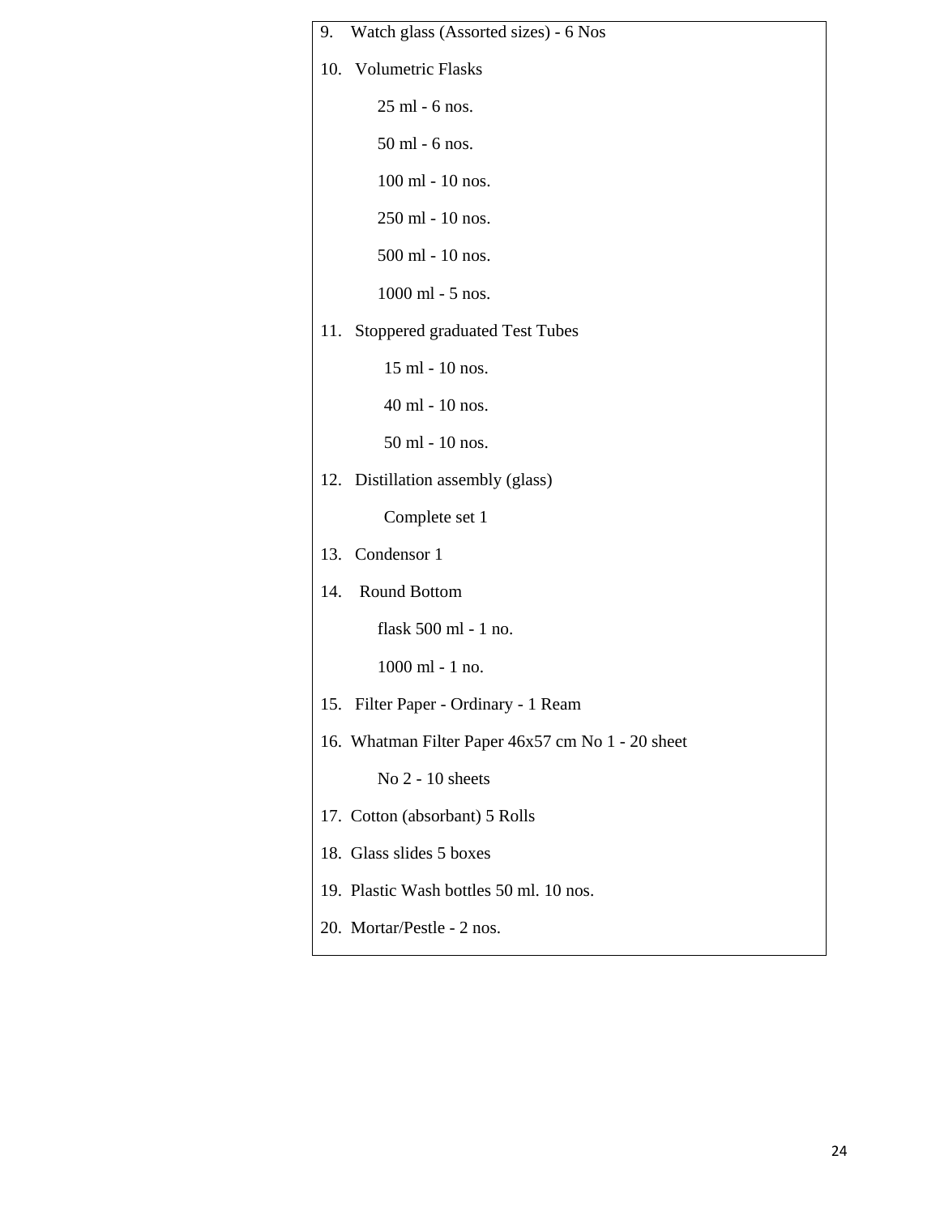9. Watch glass (Assorted sizes) - 6 Nos
10. Volumetric Flasks

    25 ml - 6 nos.

    50 ml - 6 nos.

    100 ml - 10 nos.

    250 ml - 10 nos.

    500 ml - 10 nos.

    1000 ml - 5 nos.
11. Stoppered graduated Test Tubes

    15 ml - 10 nos.

    40 ml - 10 nos.

    50 ml - 10 nos.
12. Distillation assembly (glass)

    Complete set 1
13. Condensor 1
14. Round Bottom

    flask 500 ml - 1 no.

    1000 ml - 1 no.
15. Filter Paper - Ordinary - 1 Ream
16. Whatman Filter Paper 46x57 cm No 1 - 20 sheet

    No 2 - 10 sheets
17. Cotton (absorbant) 5 Rolls
18. Glass slides 5 boxes
19. Plastic Wash bottles 50 ml. 10 nos.
20. Mortar/Pestle - 2 nos.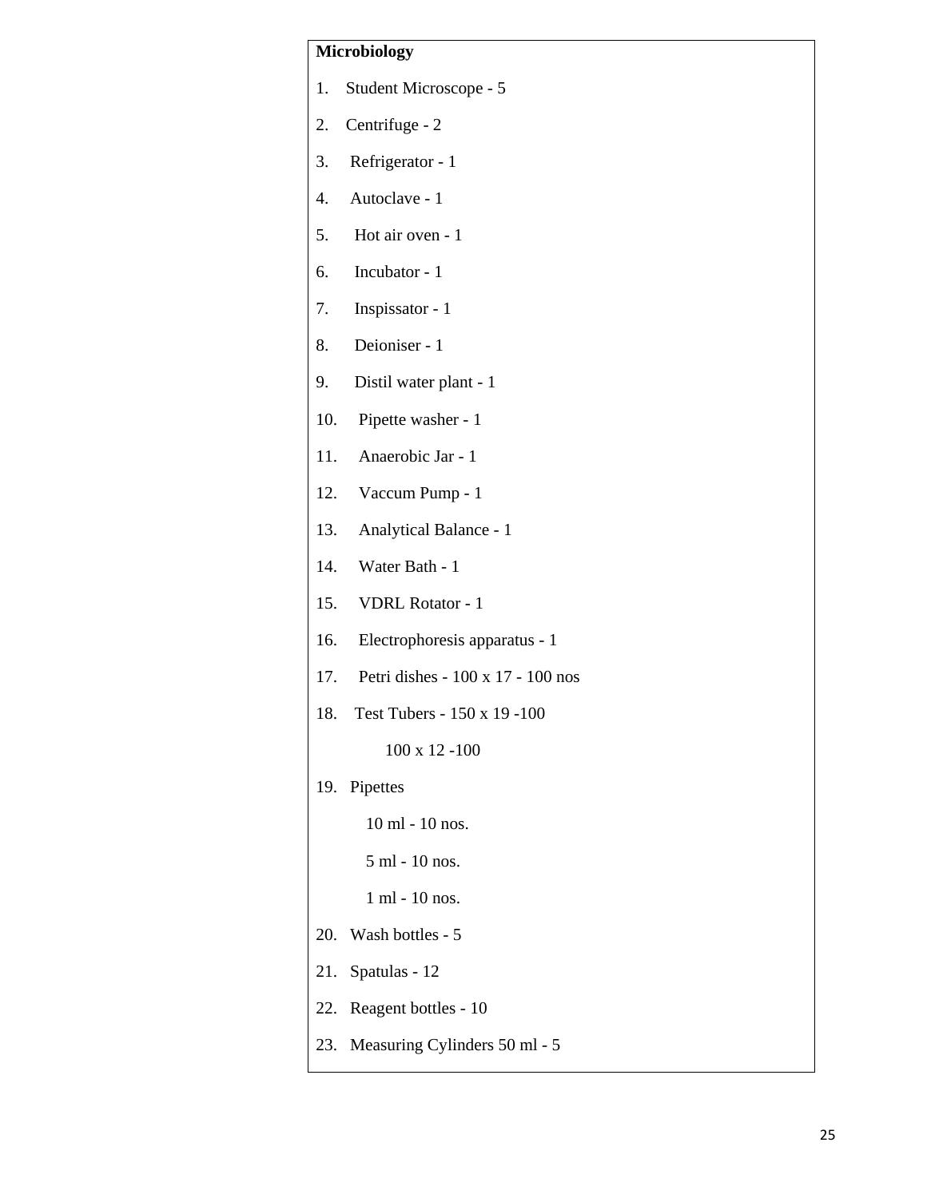**Microbiology**

1. Student Microscope - 5
2. Centrifuge - 2
3. Refrigerator - 1
4. Autoclave - 1
5. Hot air oven - 1
6. Incubator - 1
7. Inspissator - 1
8. Deioniser - 1
9. Distil water plant - 1
10. Pipette washer - 1
11. Anaerobic Jar - 1
12. Vaccum Pump - 1
13. Analytical Balance - 1
14. Water Bath - 1
15. VDRL Rotator - 1
16. Electrophoresis apparatus - 1
17. Petri dishes - 100 x 17 - 100 nos
18. Test Tubers - 150 x 19 -100

    100 x 12 -100
19. Pipettes

    10 ml - 10 nos.

    5 ml - 10 nos.

    1 ml - 10 nos.
20. Wash bottles - 5
21. Spatulas - 12
22. Reagent bottles - 10
23. Measuring Cylinders 50 ml - 5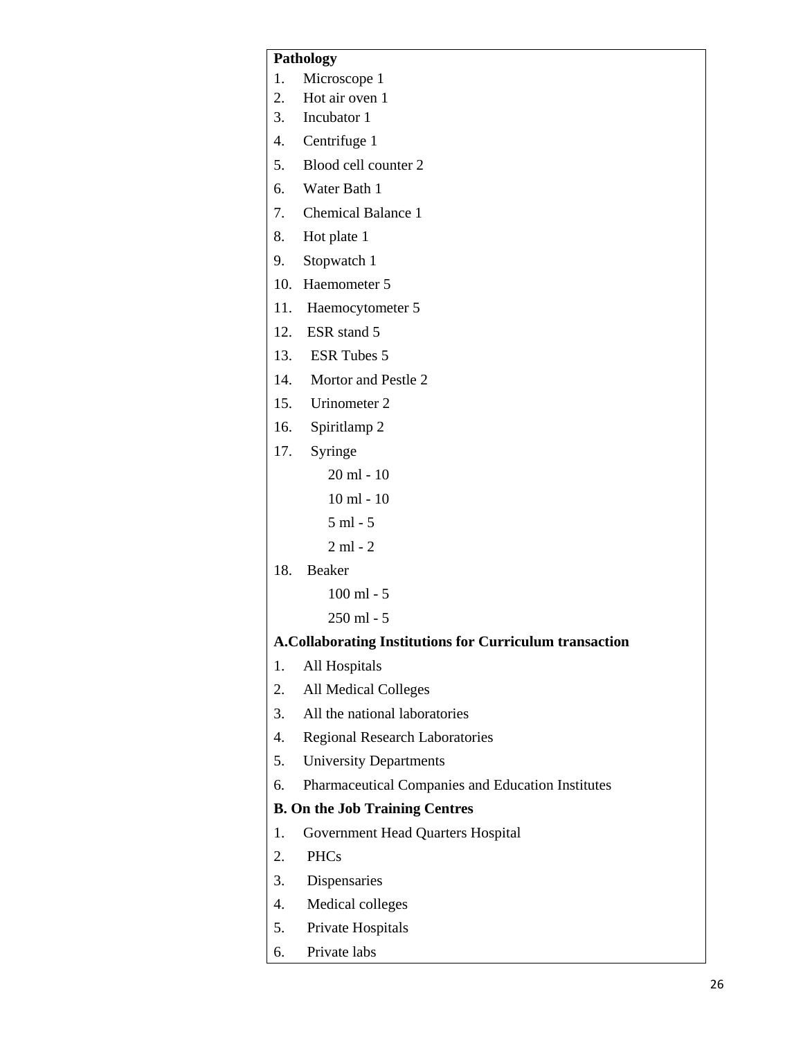**Pathology**

1. Microscope 1
2. Hot air oven 1
3. Incubator 1
4. Centrifuge 1
5. Blood cell counter 2
6. Water Bath 1
7. Chemical Balance 1
8. Hot plate 1
9. Stopwatch 1
10. Haemometer 5
11. Haemocytometer 5
12. ESR stand 5
13. ESR Tubes 5
14. Mortor and Pestle 2
15. Urinometer 2
16. Spiritlamp 2
17. Syringe
    - 20 ml - 10
    - 10 ml - 10
    - 5 ml - 5
    - 2 ml - 2
18. Beaker
    - 100 ml - 5
    - 250 ml - 5

**A.Collaborating Institutions for Curriculum transaction**

1. All Hospitals
2. All Medical Colleges
3. All the national laboratories
4. Regional Research Laboratories
5. University Departments
6. Pharmaceutical Companies and Education Institutes

**B. On the Job Training Centres**

1. Government Head Quarters Hospital
2. PHCs
3. Dispensaries
4. Medical colleges
5. Private Hospitals
6. Private labs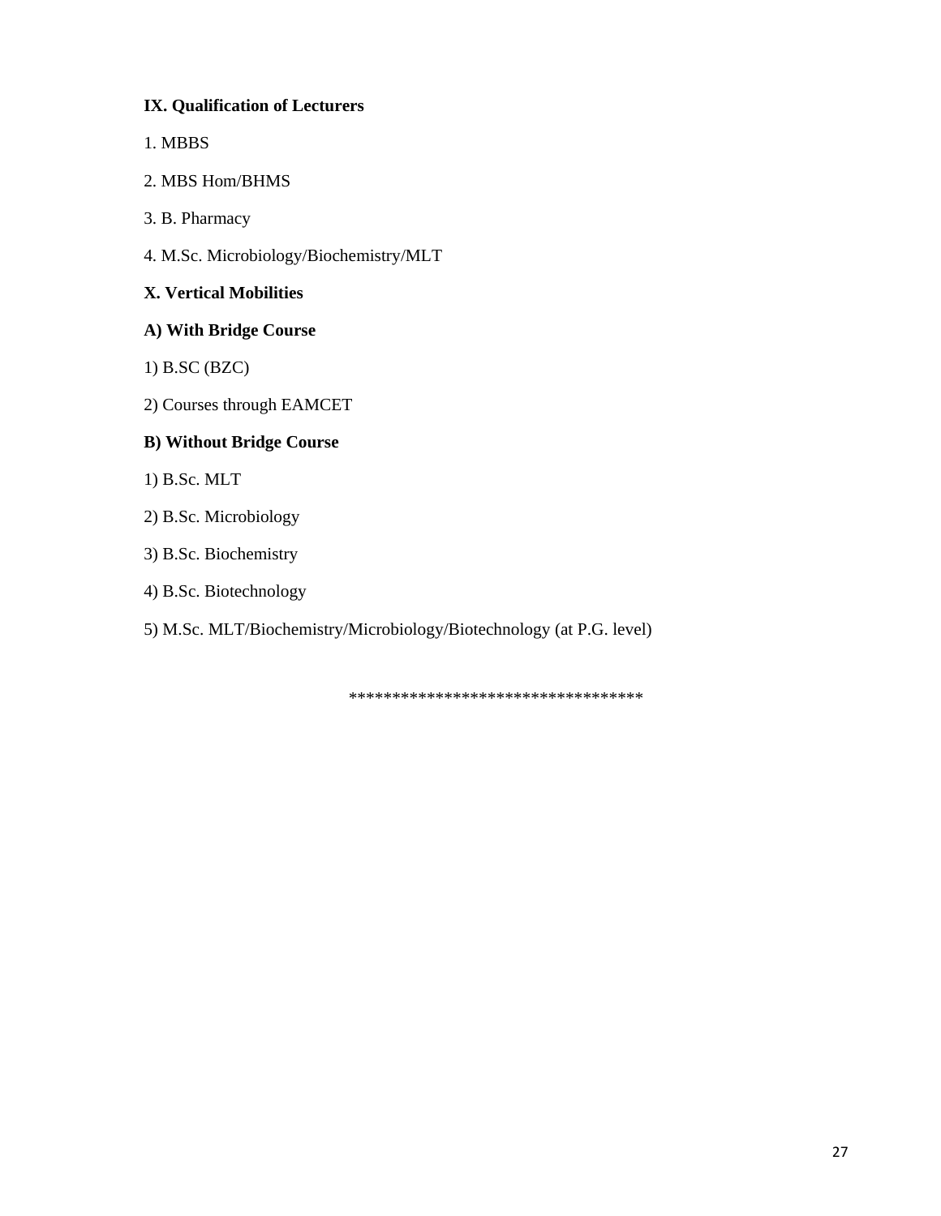**IX. Qualification of Lecturers**

1. MBBS

2. MBS Hom/BHMS

3. B. Pharmacy

4. M.Sc. Microbiology/Biochemistry/MLT

**X. Vertical Mobilities**

**A) With Bridge Course**

1) B.SC (BZC)

2) Courses through EAMCET

**B) Without Bridge Course**

1) B.Sc. MLT

2) B.Sc. Microbiology

3) B.Sc. Biochemistry

4) B.Sc. Biotechnology

5) M.Sc. MLT/Biochemistry/Microbiology/Biotechnology (at P.G. level)

**********************************